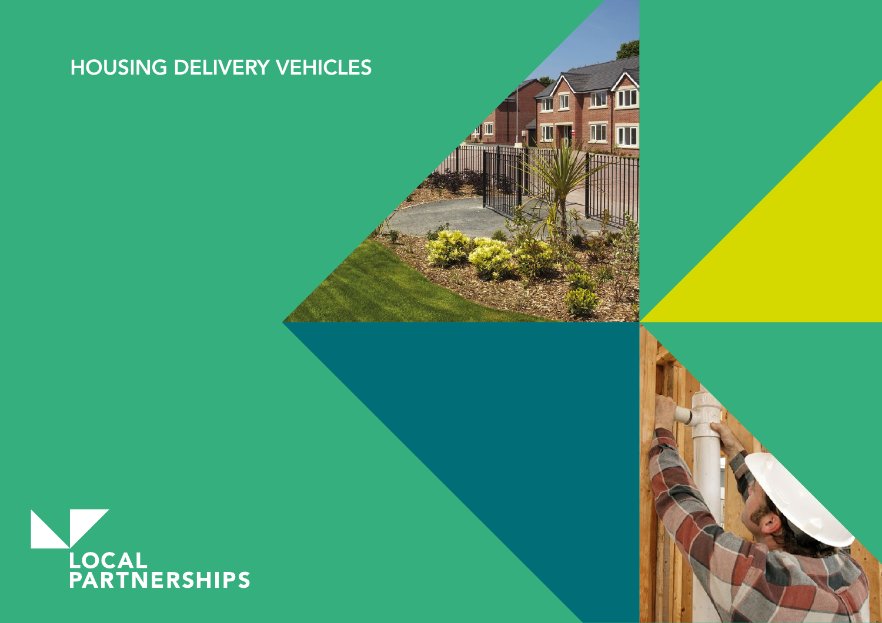# HOUSING DELIVERY VEHICLES

LOCAL PARTNERSHIPS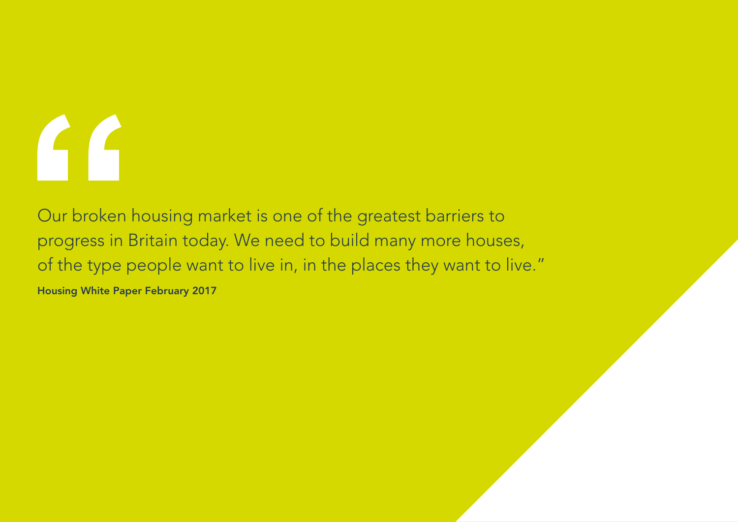> "Our broken housing market is one of the greatest barriers to progress in Britain today. We need to build many more houses, of the type people want to live in, in the places they want to live."

**Housing White Paper February 2017**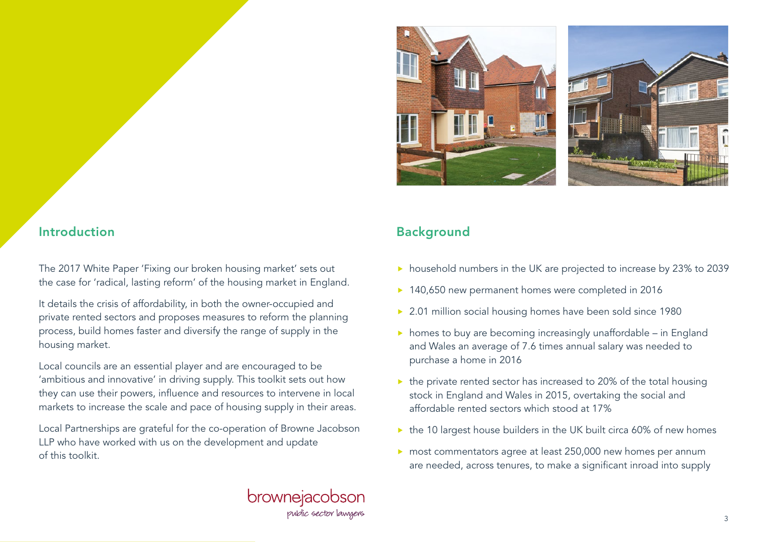## Introduction

The 2017 White Paper 'Fixing our broken housing market' sets out the case for 'radical, lasting reform' of the housing market in England.

It details the crisis of affordability, in both the owner-occupied and private rented sectors and proposes measures to reform the planning process, build homes faster and diversify the range of supply in the housing market.

Local councils are an essential player and are encouraged to be 'ambitious and innovative' in driving supply. This toolkit sets out how they can use their powers, influence and resources to intervene in local markets to increase the scale and pace of housing supply in their areas.

Local Partnerships are grateful for the co-operation of Browne Jacobson LLP who have worked with us on the development and update of this toolkit.

brownejacobson
public sector lawyers

## Background

- household numbers in the UK are projected to increase by 23% to 2039
- 140,650 new permanent homes were completed in 2016
- 2.01 million social housing homes have been sold since 1980
- homes to buy are becoming increasingly unaffordable – in England and Wales an average of 7.6 times annual salary was needed to purchase a home in 2016
- the private rented sector has increased to 20% of the total housing stock in England and Wales in 2015, overtaking the social and affordable rented sectors which stood at 17%
- the 10 largest house builders in the UK built circa 60% of new homes
- most commentators agree at least 250,000 new homes per annum are needed, across tenures, to make a significant inroad into supply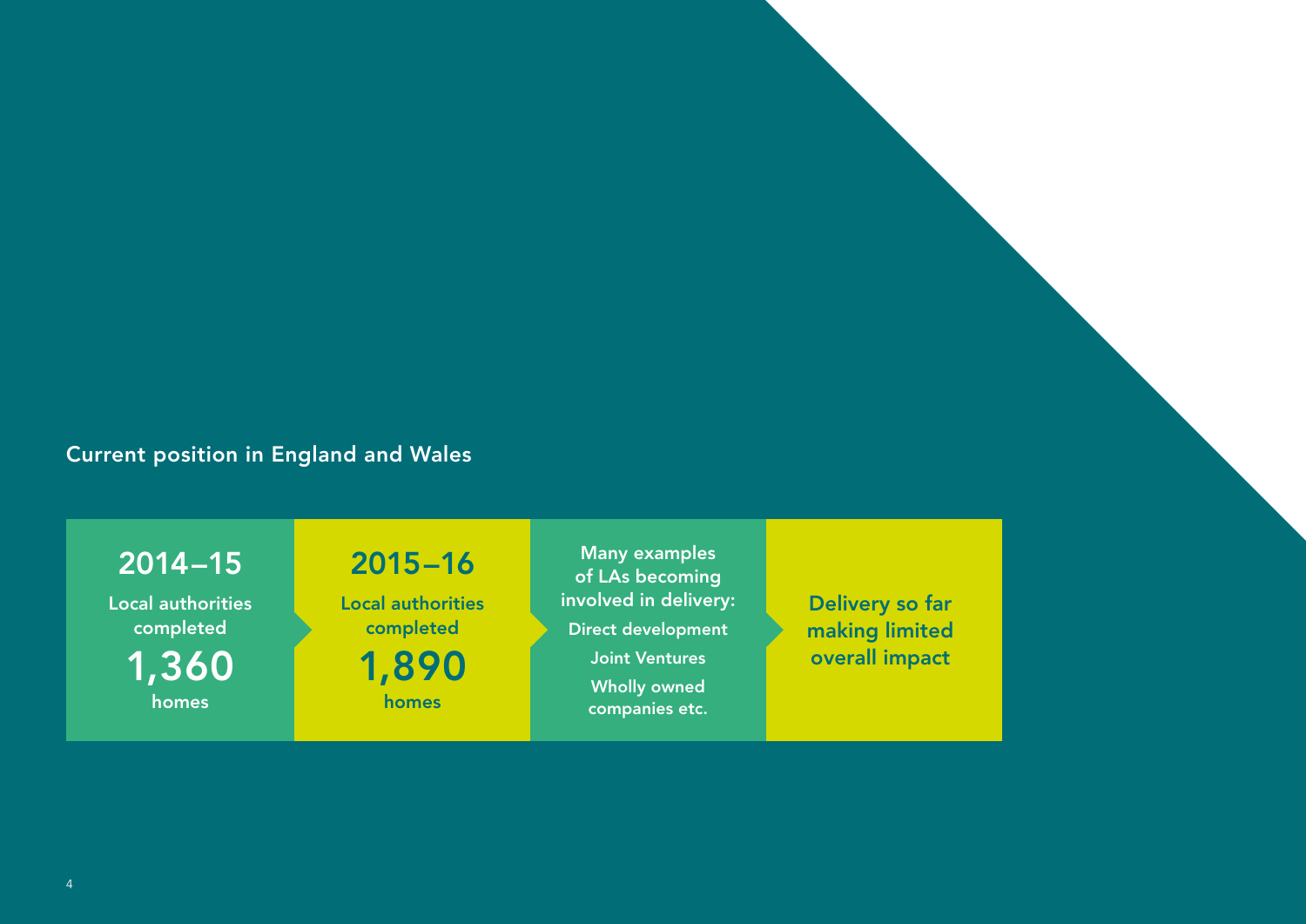## Current position in England and Wales

**2014–15**

Local authorities completed

**1,360**

homes

**2015–16**

Local authorities completed

**1,890**

homes

Many examples of LAs becoming involved in delivery:

- Direct development
- Joint Ventures
- Wholly owned companies etc.

**Delivery so far making limited overall impact**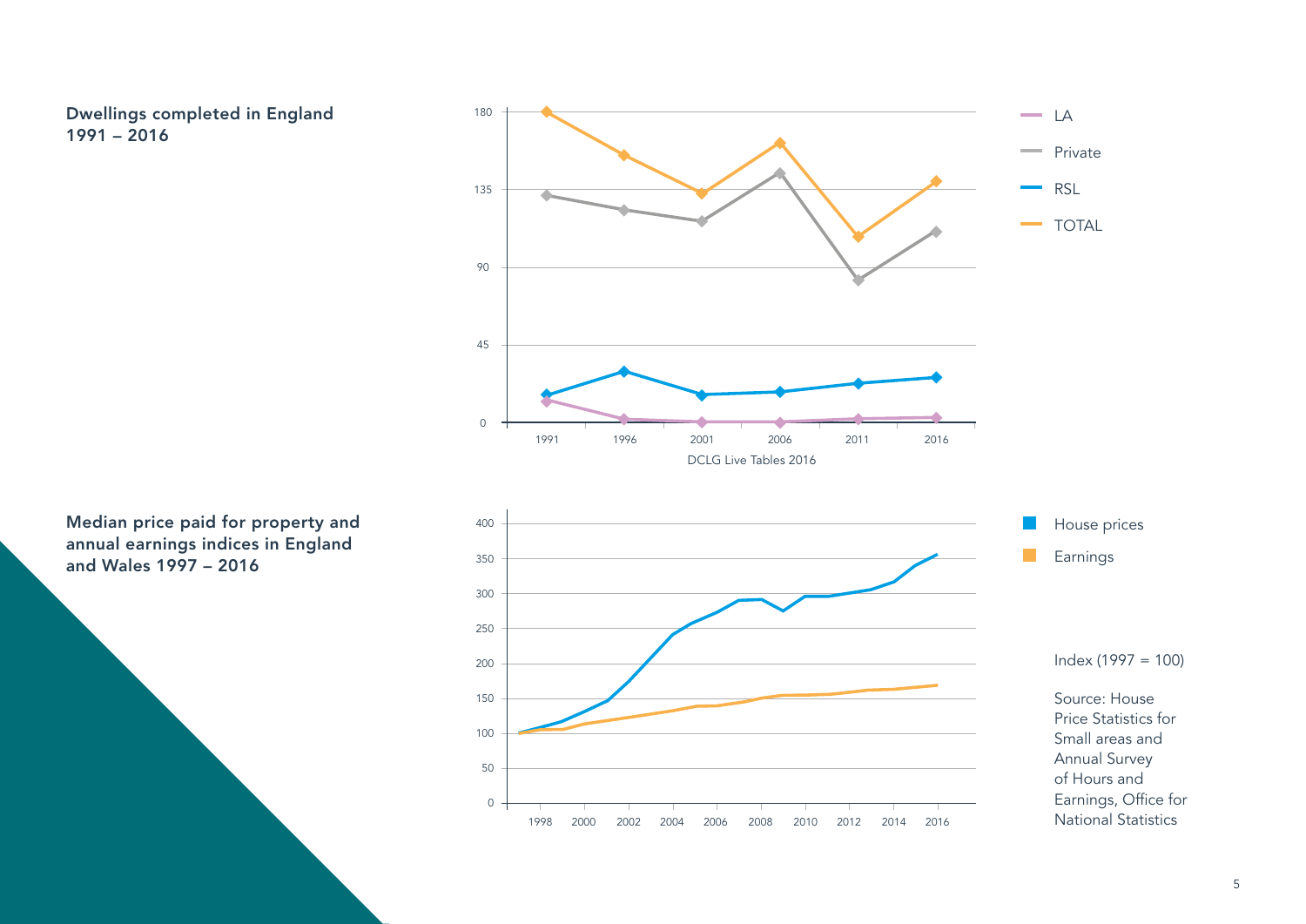**Dwellings completed in England 1991 – 2016**

DCLG Live Tables 2016

**Median price paid for property and annual earnings indices in England and Wales 1997 – 2016**

Index (1997 = 100)

Source: House Price Statistics for Small areas and Annual Survey of Hours and Earnings, Office for National Statistics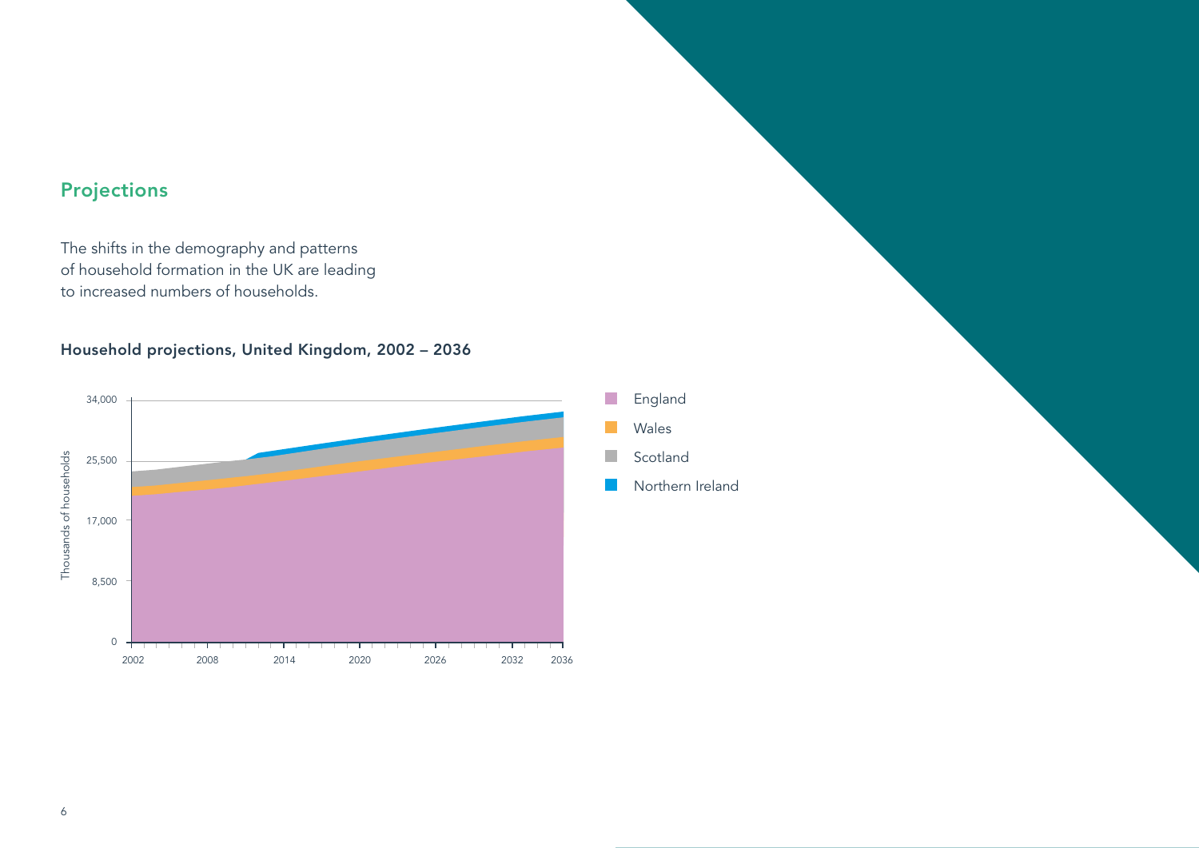## Projections

The shifts in the demography and patterns of household formation in the UK are leading to increased numbers of households.

**Household projections, United Kingdom, 2002 – 2036**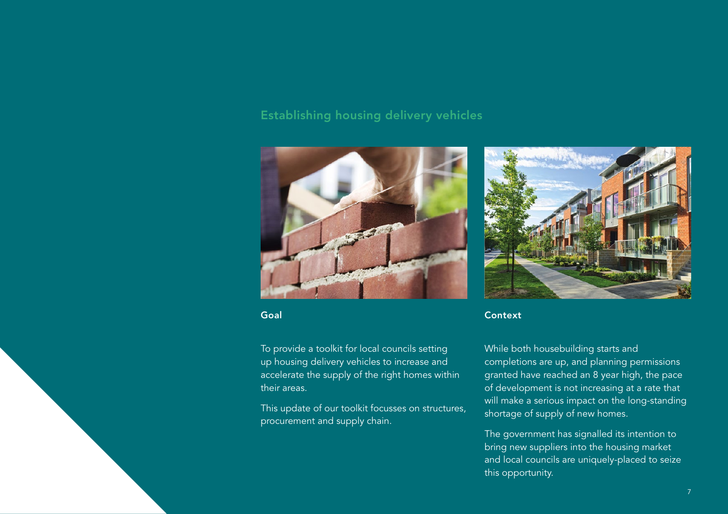## Establishing housing delivery vehicles

### Goal

To provide a toolkit for local councils setting up housing delivery vehicles to increase and accelerate the supply of the right homes within their areas.

This update of our toolkit focusses on structures, procurement and supply chain.

### Context

While both housebuilding starts and completions are up, and planning permissions granted have reached an 8 year high, the pace of development is not increasing at a rate that will make a serious impact on the long-standing shortage of supply of new homes.

The government has signalled its intention to bring new suppliers into the housing market and local councils are uniquely-placed to seize this opportunity.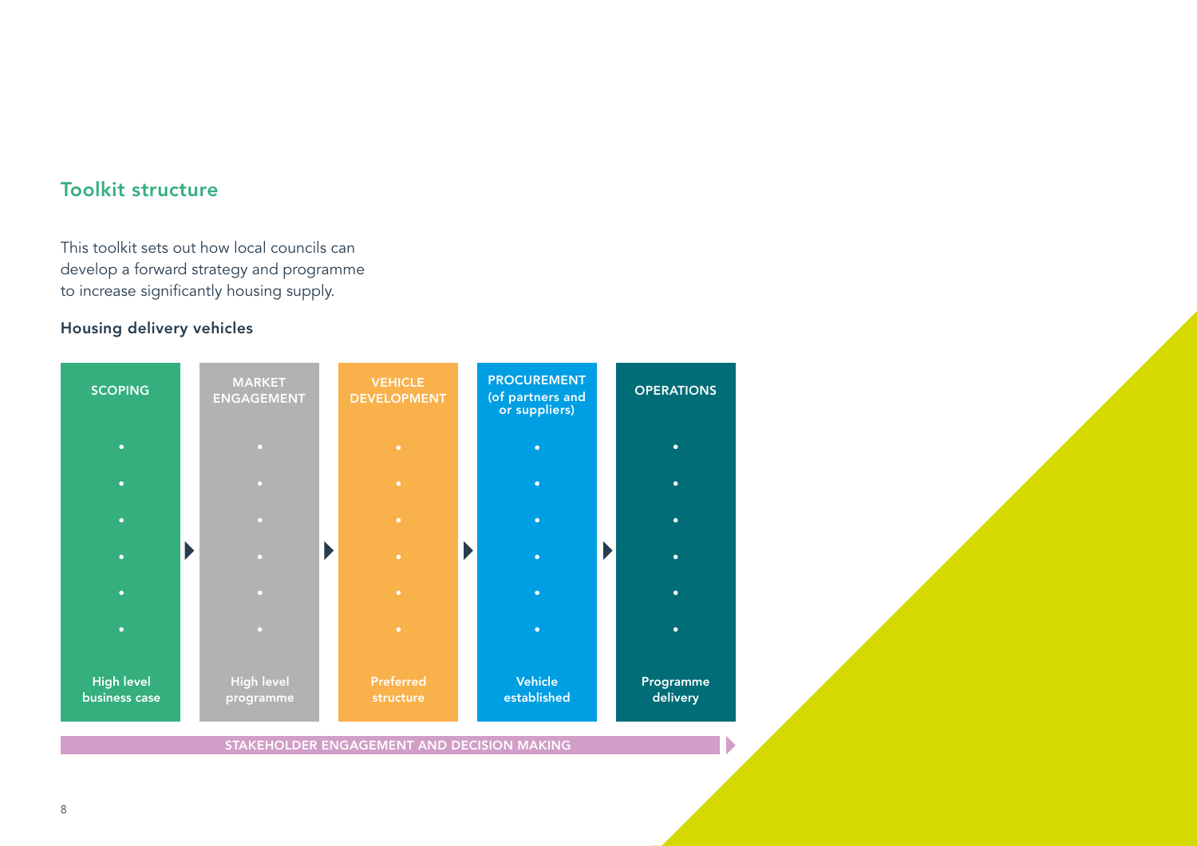## Toolkit structure

This toolkit sets out how local councils can develop a forward strategy and programme to increase significantly housing supply.

### Housing delivery vehicles

| SCOPING | MARKET ENGAGEMENT | VEHICLE DEVELOPMENT | PROCUREMENT (of partners and or suppliers) | OPERATIONS |
|---|---|---|---|---|
| High level business case | High level programme | Preferred structure | Vehicle established | Programme delivery |

STAKEHOLDER ENGAGEMENT AND DECISION MAKING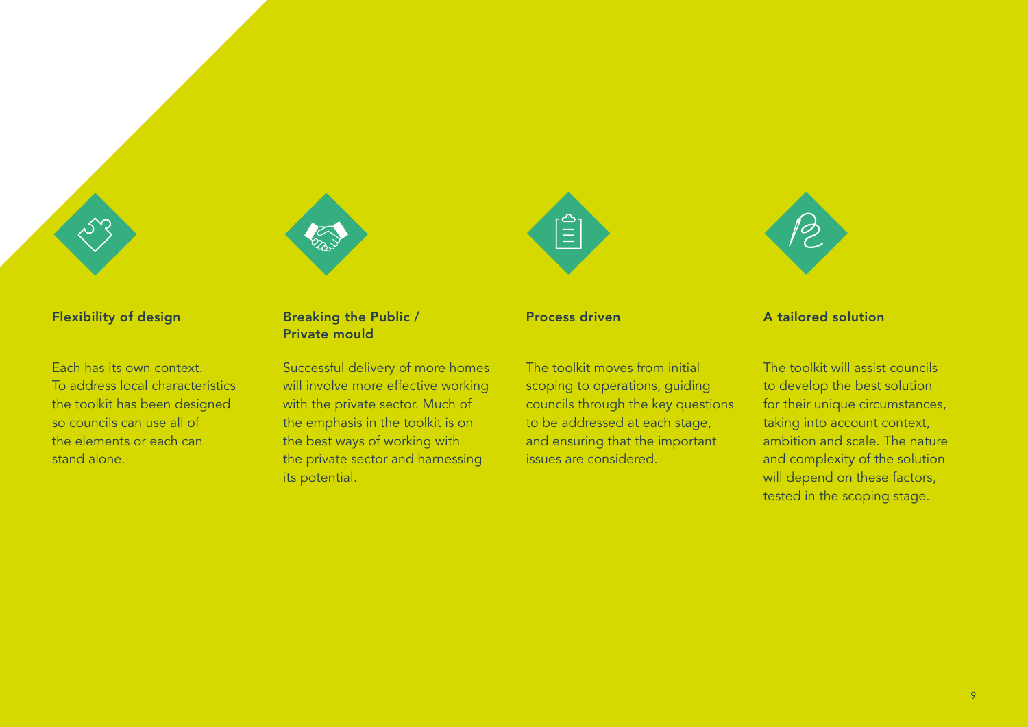### Flexibility of design

Each has its own context. To address local characteristics the toolkit has been designed so councils can use all of the elements or each can stand alone.

### Breaking the Public / Private mould

Successful delivery of more homes will involve more effective working with the private sector. Much of the emphasis in the toolkit is on the best ways of working with the private sector and harnessing its potential.

### Process driven

The toolkit moves from initial scoping to operations, guiding councils through the key questions to be addressed at each stage, and ensuring that the important issues are considered.

### A tailored solution

The toolkit will assist councils to develop the best solution for their unique circumstances, taking into account context, ambition and scale. The nature and complexity of the solution will depend on these factors, tested in the scoping stage.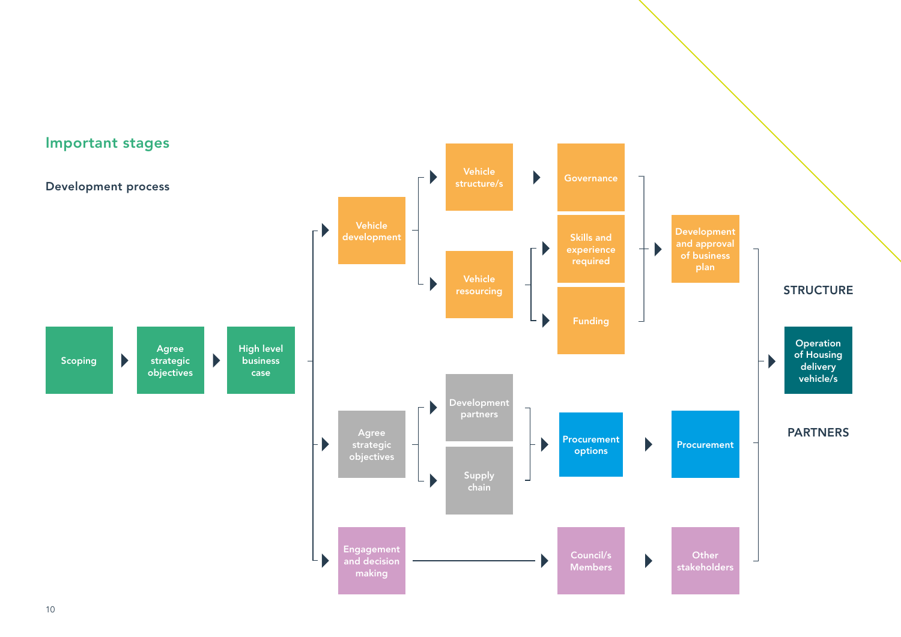## Important stages

### Development process

Scoping → Agree strategic objectives → High level business case

- Vehicle development
  - Vehicle structure/s → Governance
  - Vehicle resourcing
    - Skills and experience required
    - Funding
  - → Development and approval of business plan
- Agree strategic objectives
  - Development partners
  - Supply chain
  - → Procurement options → Procurement
- Engagement and decision making → Council/s Members → Other stakeholders

STRUCTURE

→ Operation of Housing delivery vehicle/s

PARTNERS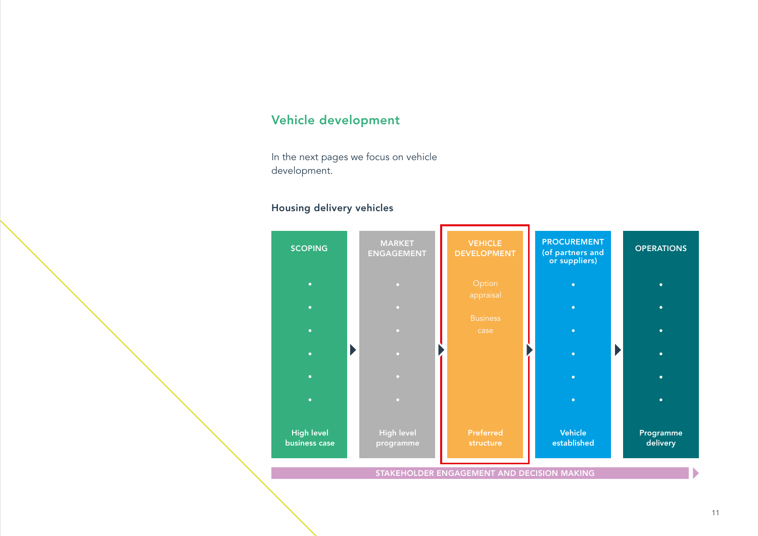## Vehicle development

In the next pages we focus on vehicle development.

### Housing delivery vehicles

| SCOPING | MARKET ENGAGEMENT | VEHICLE DEVELOPMENT | PROCUREMENT (of partners and or suppliers) | OPERATIONS |
|---|---|---|---|---|
| | | Option appraisal | | |
| | | Business case | | |
| High level business case | High level programme | Preferred structure | Vehicle established | Programme delivery |

STAKEHOLDER ENGAGEMENT AND DECISION MAKING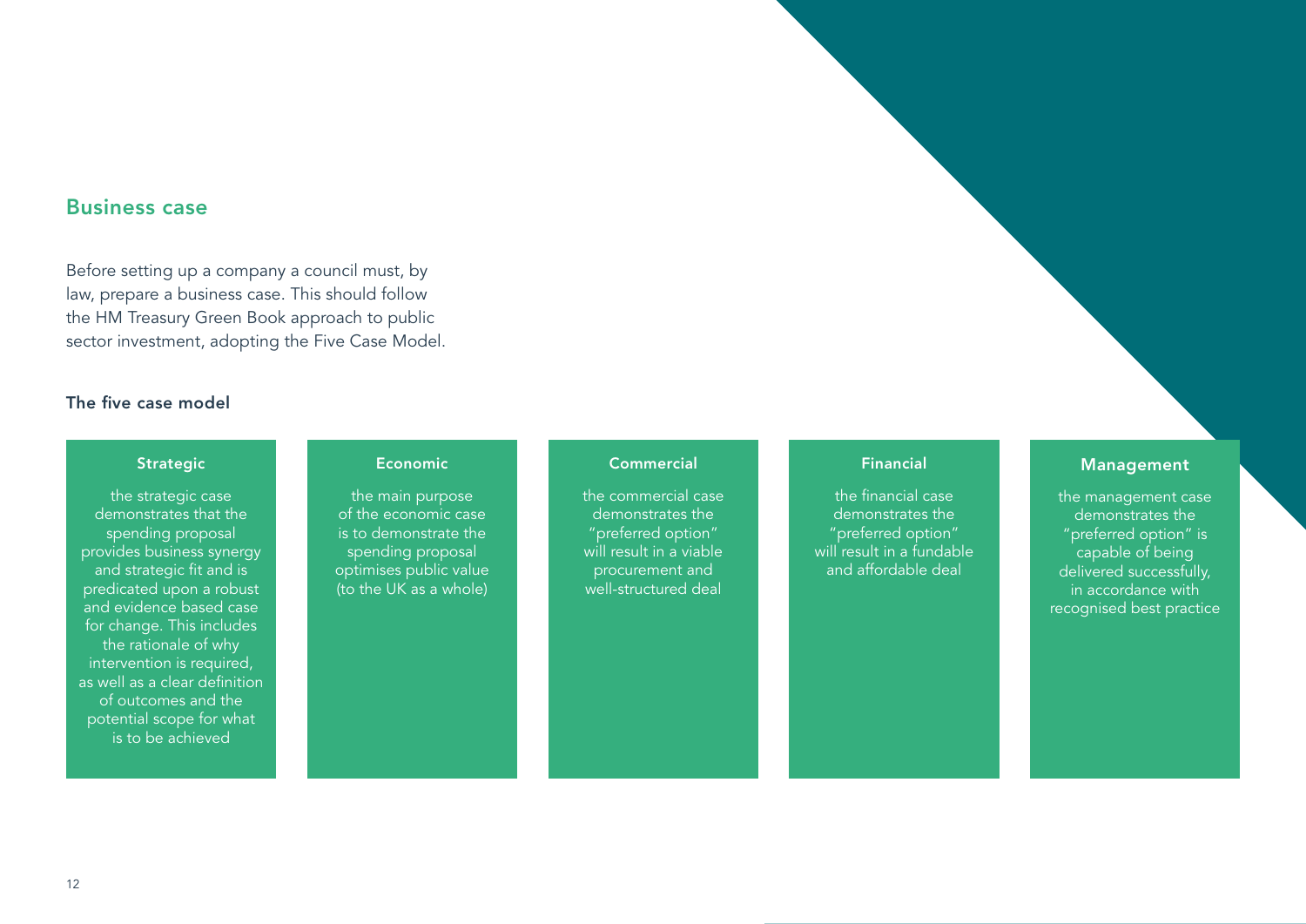## Business case

Before setting up a company a council must, by law, prepare a business case. This should follow the HM Treasury Green Book approach to public sector investment, adopting the Five Case Model.

### The five case model

**Strategic**

the strategic case demonstrates that the spending proposal provides business synergy and strategic fit and is predicated upon a robust and evidence based case for change. This includes the rationale of why intervention is required, as well as a clear definition of outcomes and the potential scope for what is to be achieved

**Economic**

the main purpose of the economic case is to demonstrate the spending proposal optimises public value (to the UK as a whole)

**Commercial**

the commercial case demonstrates the "preferred option" will result in a viable procurement and well-structured deal

**Financial**

the financial case demonstrates the "preferred option" will result in a fundable and affordable deal

**Management**

the management case demonstrates the "preferred option" is capable of being delivered successfully, in accordance with recognised best practice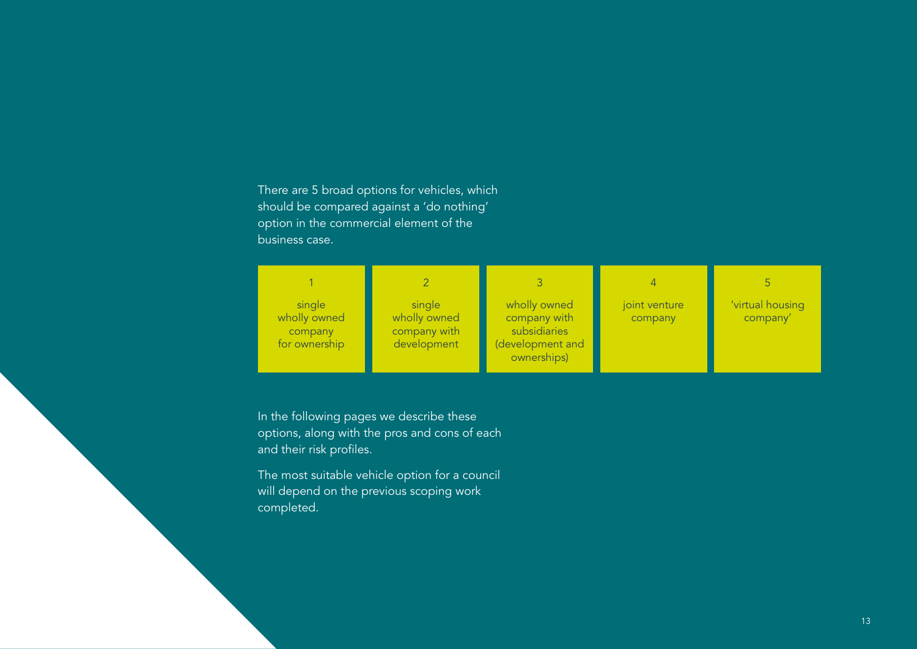There are 5 broad options for vehicles, which should be compared against a 'do nothing' option in the commercial element of the business case.

1. single wholly owned company for ownership
2. single wholly owned company with development
3. wholly owned company with subsidiaries (development and ownerships)
4. joint venture company
5. 'virtual housing company'

In the following pages we describe these options, along with the pros and cons of each and their risk profiles.

The most suitable vehicle option for a council will depend on the previous scoping work completed.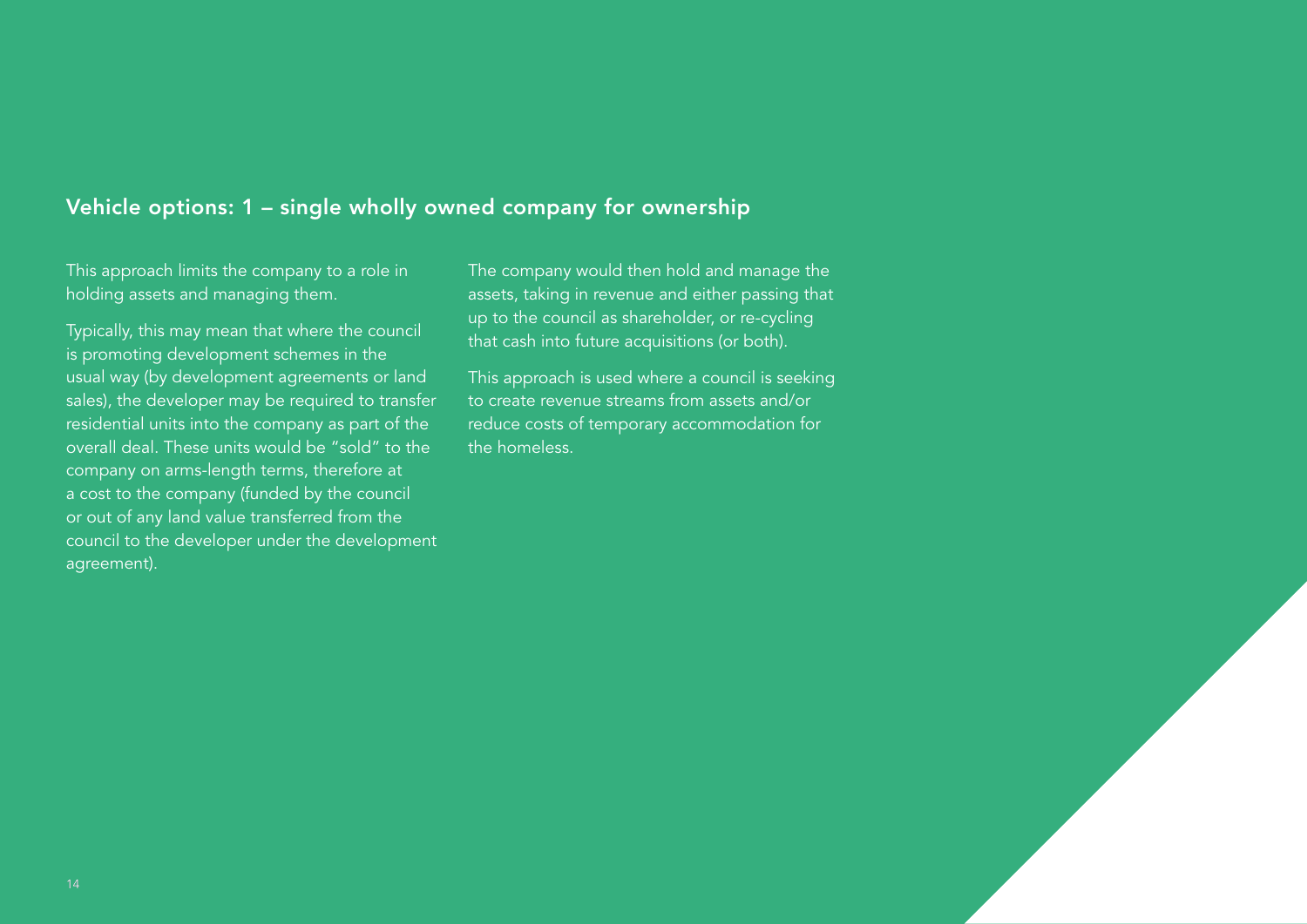## Vehicle options: 1 – single wholly owned company for ownership

This approach limits the company to a role in holding assets and managing them.

Typically, this may mean that where the council is promoting development schemes in the usual way (by development agreements or land sales), the developer may be required to transfer residential units into the company as part of the overall deal. These units would be "sold" to the company on arms-length terms, therefore at a cost to the company (funded by the council or out of any land value transferred from the council to the developer under the development agreement).

The company would then hold and manage the assets, taking in revenue and either passing that up to the council as shareholder, or re-cycling that cash into future acquisitions (or both).

This approach is used where a council is seeking to create revenue streams from assets and/or reduce costs of temporary accommodation for the homeless.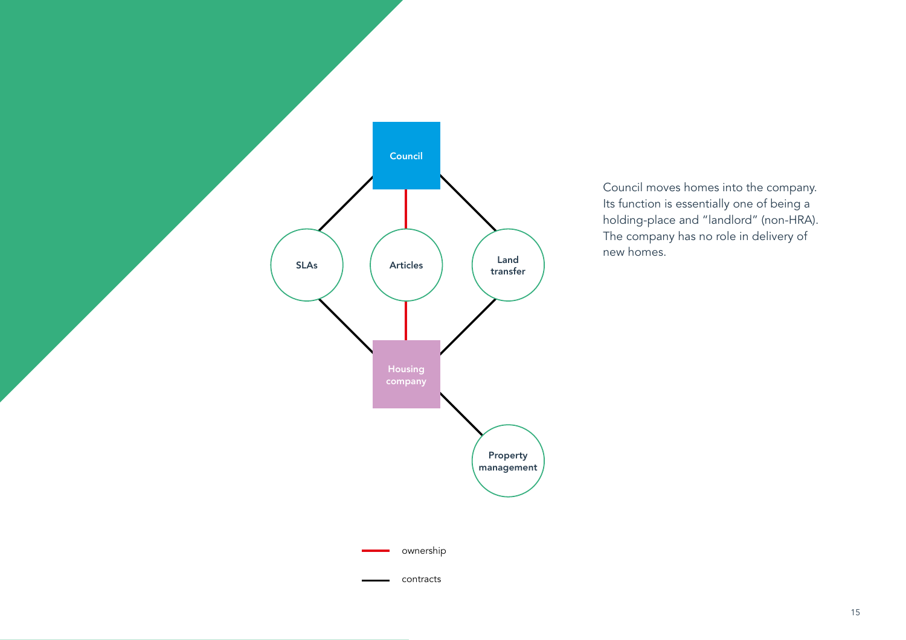Council

SLAs

Articles

Land transfer

Housing company

Property management

ownership

contracts

Council moves homes into the company. Its function is essentially one of being a holding-place and "landlord" (non-HRA). The company has no role in delivery of new homes.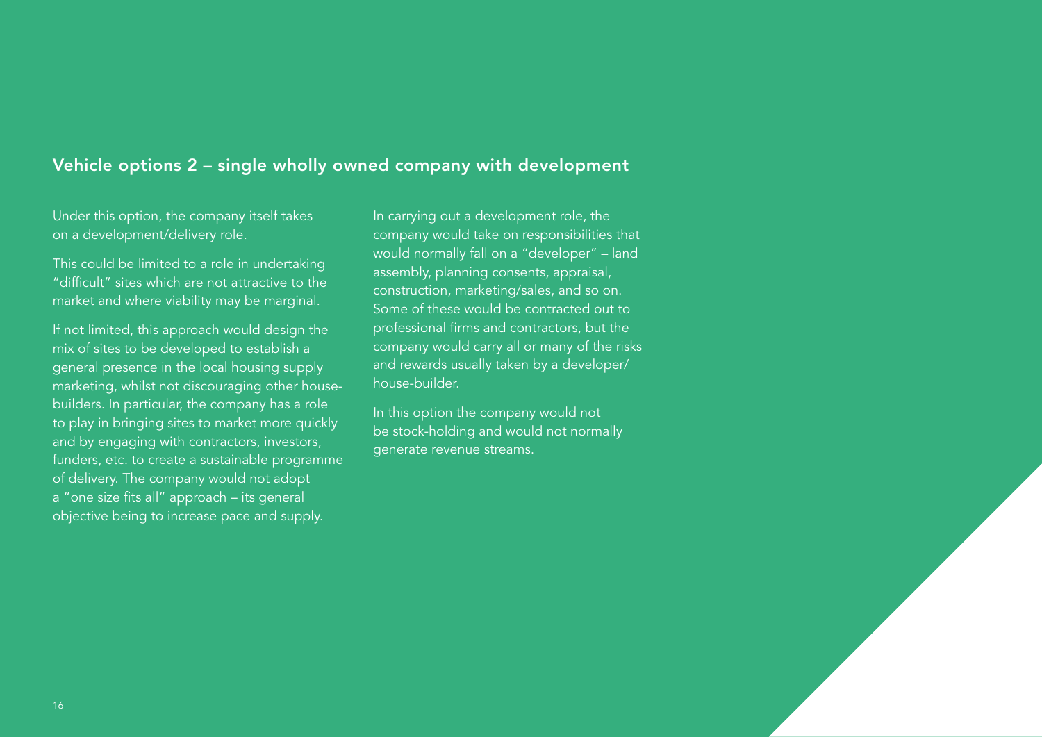## Vehicle options 2 – single wholly owned company with development

Under this option, the company itself takes on a development/delivery role.

This could be limited to a role in undertaking "difficult" sites which are not attractive to the market and where viability may be marginal.

If not limited, this approach would design the mix of sites to be developed to establish a general presence in the local housing supply marketing, whilst not discouraging other house-builders. In particular, the company has a role to play in bringing sites to market more quickly and by engaging with contractors, investors, funders, etc. to create a sustainable programme of delivery. The company would not adopt a "one size fits all" approach – its general objective being to increase pace and supply.

In carrying out a development role, the company would take on responsibilities that would normally fall on a "developer" – land assembly, planning consents, appraisal, construction, marketing/sales, and so on. Some of these would be contracted out to professional firms and contractors, but the company would carry all or many of the risks and rewards usually taken by a developer/house-builder.

In this option the company would not be stock-holding and would not normally generate revenue streams.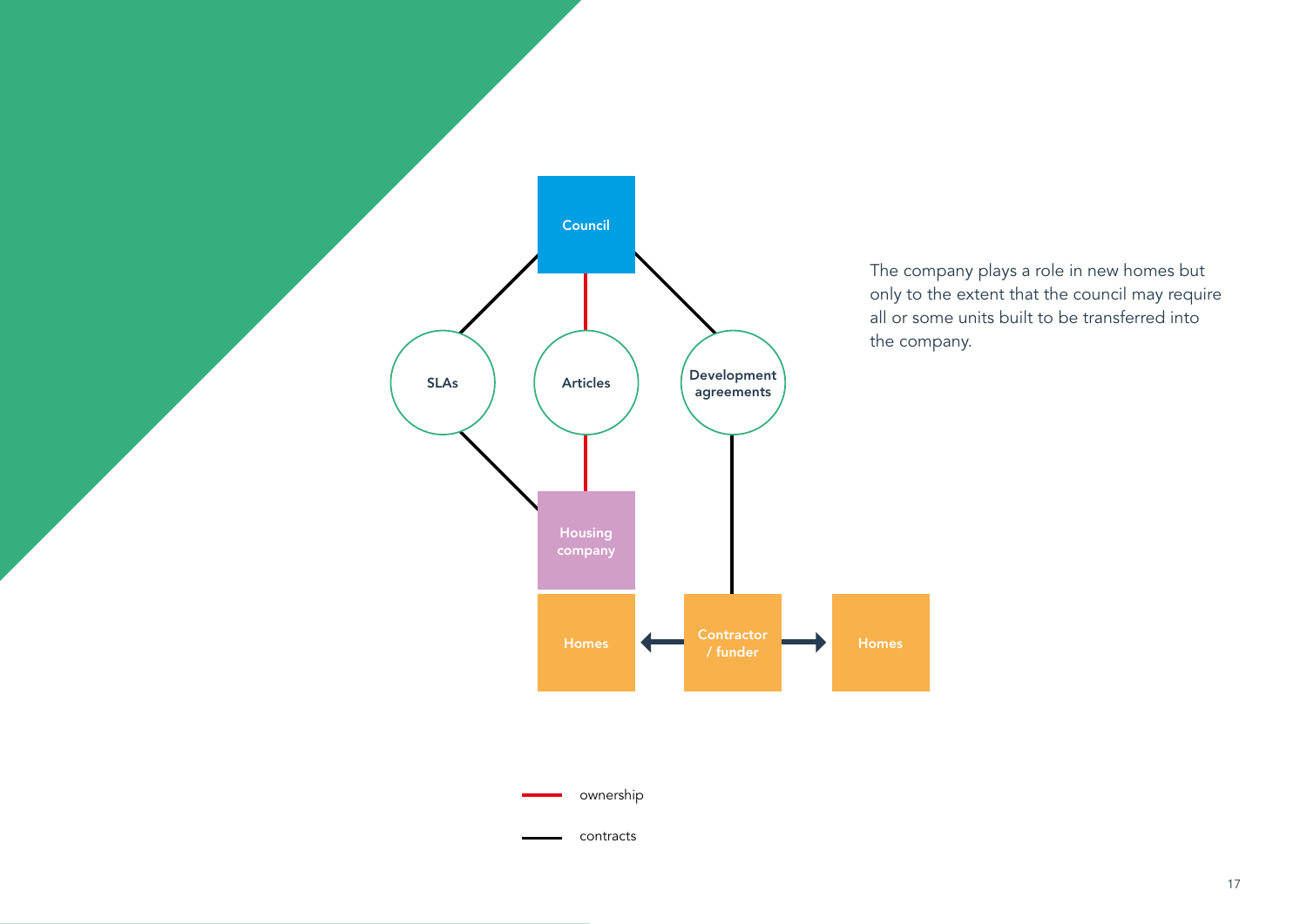Council

SLAs

Articles

Development agreements

Housing company

Homes

Contractor / funder

Homes

ownership

contracts

The company plays a role in new homes but only to the extent that the council may require all or some units built to be transferred into the company.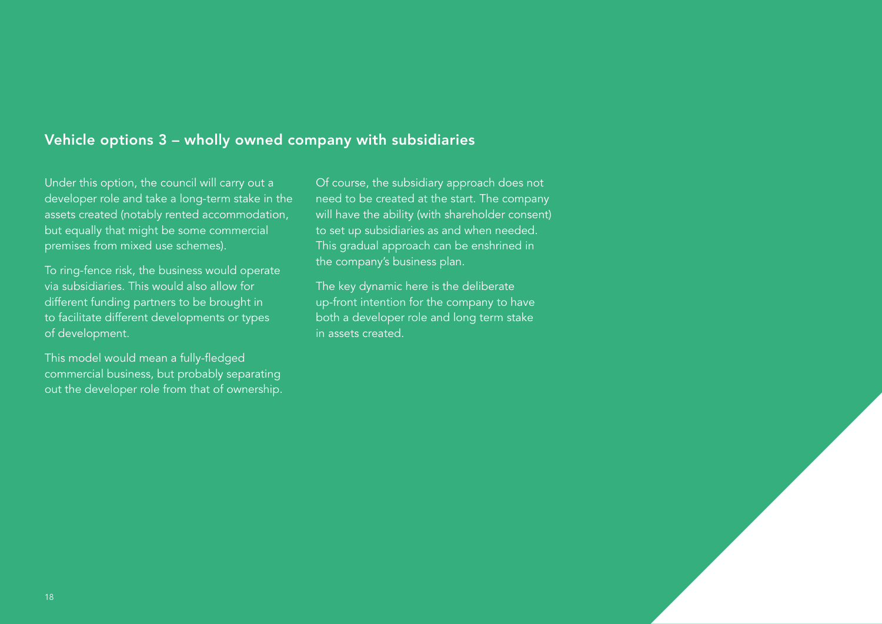## Vehicle options 3 – wholly owned company with subsidiaries

Under this option, the council will carry out a developer role and take a long-term stake in the assets created (notably rented accommodation, but equally that might be some commercial premises from mixed use schemes).

To ring-fence risk, the business would operate via subsidiaries. This would also allow for different funding partners to be brought in to facilitate different developments or types of development.

This model would mean a fully-fledged commercial business, but probably separating out the developer role from that of ownership.

Of course, the subsidiary approach does not need to be created at the start. The company will have the ability (with shareholder consent) to set up subsidiaries as and when needed. This gradual approach can be enshrined in the company's business plan.

The key dynamic here is the deliberate up-front intention for the company to have both a developer role and long term stake in assets created.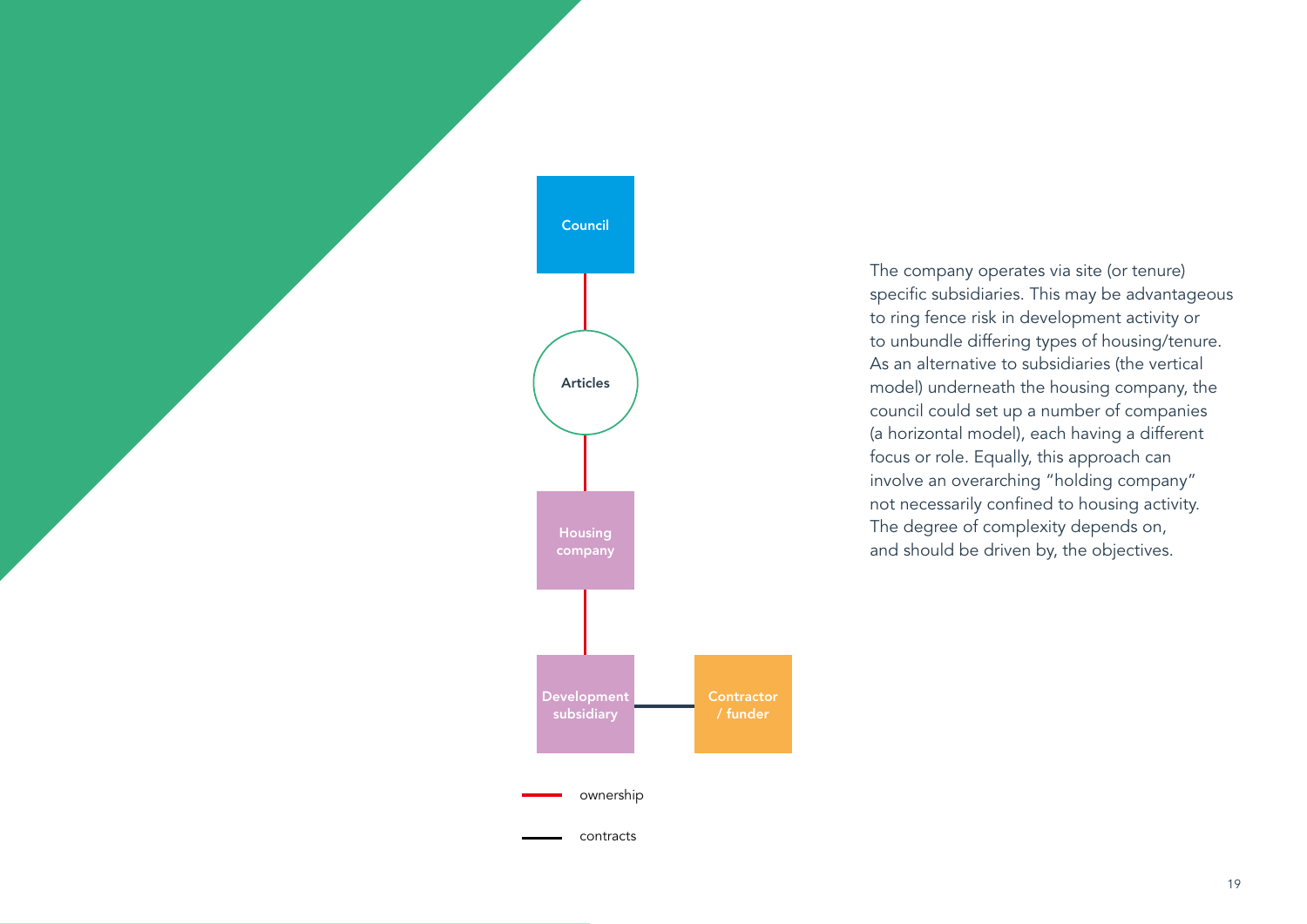Council

Articles

Housing company

Development subsidiary

Contractor / funder

ownership

contracts

The company operates via site (or tenure) specific subsidiaries. This may be advantageous to ring fence risk in development activity or to unbundle differing types of housing/tenure. As an alternative to subsidiaries (the vertical model) underneath the housing company, the council could set up a number of companies (a horizontal model), each having a different focus or role. Equally, this approach can involve an overarching "holding company" not necessarily confined to housing activity. The degree of complexity depends on, and should be driven by, the objectives.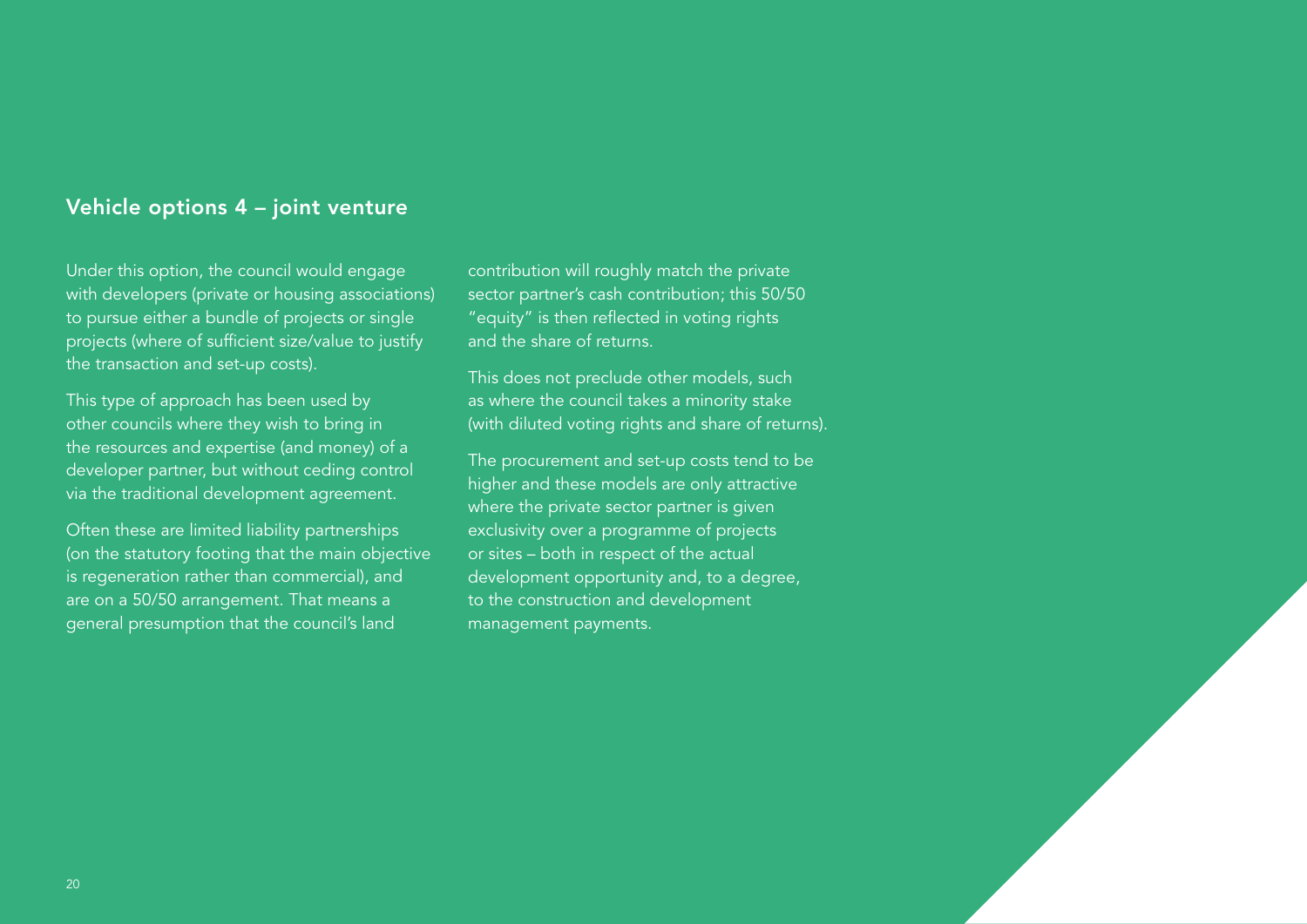## Vehicle options 4 – joint venture

Under this option, the council would engage with developers (private or housing associations) to pursue either a bundle of projects or single projects (where of sufficient size/value to justify the transaction and set-up costs).

This type of approach has been used by other councils where they wish to bring in the resources and expertise (and money) of a developer partner, but without ceding control via the traditional development agreement.

Often these are limited liability partnerships (on the statutory footing that the main objective is regeneration rather than commercial), and are on a 50/50 arrangement. That means a general presumption that the council's land contribution will roughly match the private sector partner's cash contribution; this 50/50 "equity" is then reflected in voting rights and the share of returns.

This does not preclude other models, such as where the council takes a minority stake (with diluted voting rights and share of returns).

The procurement and set-up costs tend to be higher and these models are only attractive where the private sector partner is given exclusivity over a programme of projects or sites – both in respect of the actual development opportunity and, to a degree, to the construction and development management payments.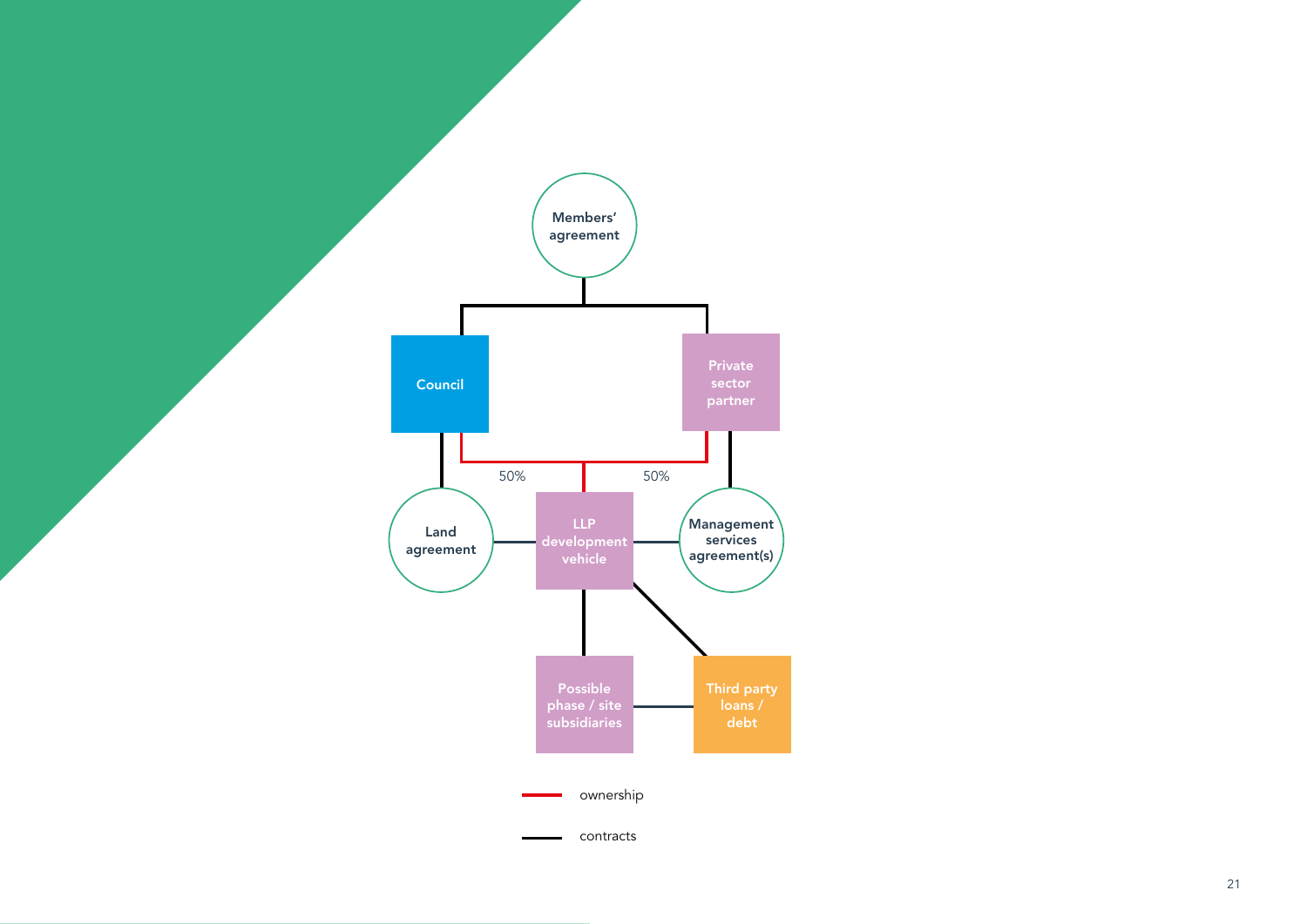Members' agreement

Council

Private sector partner

50%

50%

Land agreement

LLP development vehicle

Management services agreement(s)

Possible phase / site subsidiaries

Third party loans / debt

ownership

contracts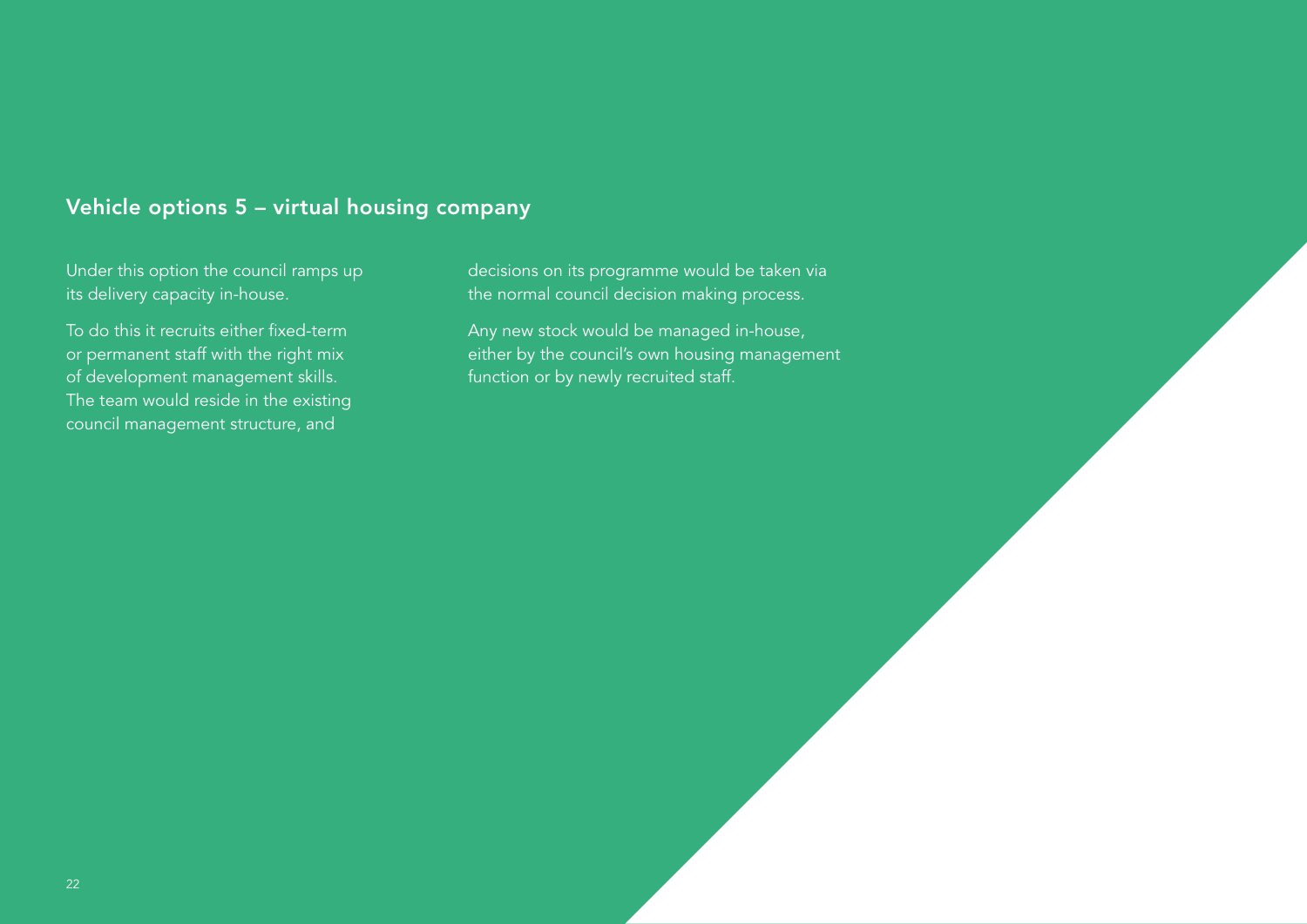## Vehicle options 5 – virtual housing company

Under this option the council ramps up its delivery capacity in-house.

To do this it recruits either fixed-term or permanent staff with the right mix of development management skills. The team would reside in the existing council management structure, and decisions on its programme would be taken via the normal council decision making process.

Any new stock would be managed in-house, either by the council's own housing management function or by newly recruited staff.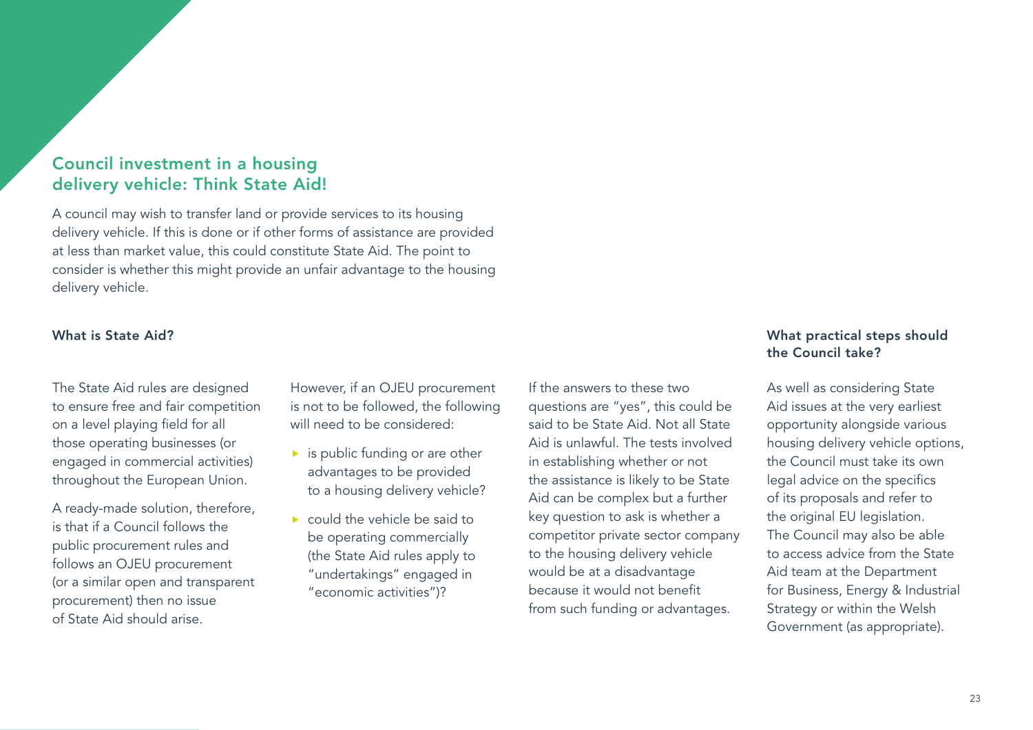## Council investment in a housing delivery vehicle: Think State Aid!

A council may wish to transfer land or provide services to its housing delivery vehicle. If this is done or if other forms of assistance are provided at less than market value, this could constitute State Aid. The point to consider is whether this might provide an unfair advantage to the housing delivery vehicle.

### What is State Aid?

The State Aid rules are designed to ensure free and fair competition on a level playing field for all those operating businesses (or engaged in commercial activities) throughout the European Union.

A ready-made solution, therefore, is that if a Council follows the public procurement rules and follows an OJEU procurement (or a similar open and transparent procurement) then no issue of State Aid should arise.

However, if an OJEU procurement is not to be followed, the following will need to be considered:

- is public funding or are other advantages to be provided to a housing delivery vehicle?
- could the vehicle be said to be operating commercially (the State Aid rules apply to "undertakings" engaged in "economic activities")?

If the answers to these two questions are "yes", this could be said to be State Aid. Not all State Aid is unlawful. The tests involved in establishing whether or not the assistance is likely to be State Aid can be complex but a further key question to ask is whether a competitor private sector company to the housing delivery vehicle would be at a disadvantage because it would not benefit from such funding or advantages.

### What practical steps should the Council take?

As well as considering State Aid issues at the very earliest opportunity alongside various housing delivery vehicle options, the Council must take its own legal advice on the specifics of its proposals and refer to the original EU legislation. The Council may also be able to access advice from the State Aid team at the Department for Business, Energy & Industrial Strategy or within the Welsh Government (as appropriate).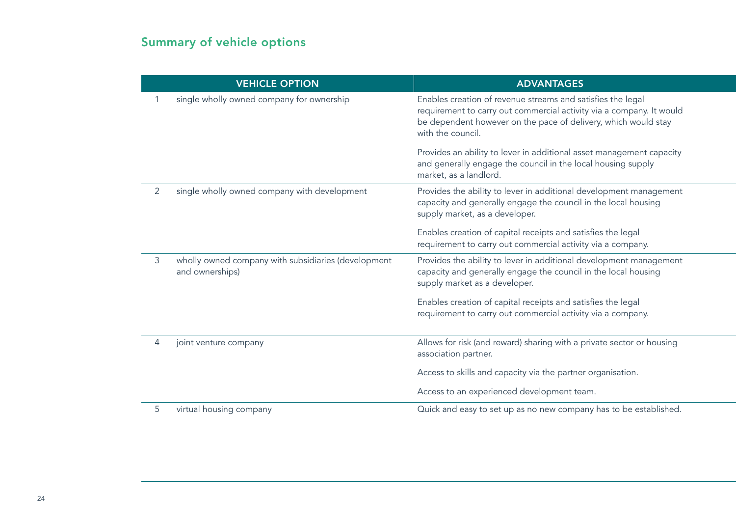## Summary of vehicle options

| | VEHICLE OPTION | ADVANTAGES |
|---|---|---|
| 1 | single wholly owned company for ownership | Enables creation of revenue streams and satisfies the legal requirement to carry out commercial activity via a company. It would be dependent however on the pace of delivery, which would stay with the council.<br><br>Provides an ability to lever in additional asset management capacity and generally engage the council in the local housing supply market, as a landlord. |
| 2 | single wholly owned company with development | Provides the ability to lever in additional development management capacity and generally engage the council in the local housing supply market, as a developer.<br><br>Enables creation of capital receipts and satisfies the legal requirement to carry out commercial activity via a company. |
| 3 | wholly owned company with subsidiaries (development and ownerships) | Provides the ability to lever in additional development management capacity and generally engage the council in the local housing supply market as a developer.<br><br>Enables creation of capital receipts and satisfies the legal requirement to carry out commercial activity via a company. |
| 4 | joint venture company | Allows for risk (and reward) sharing with a private sector or housing association partner.<br><br>Access to skills and capacity via the partner organisation.<br><br>Access to an experienced development team. |
| 5 | virtual housing company | Quick and easy to set up as no new company has to be established. |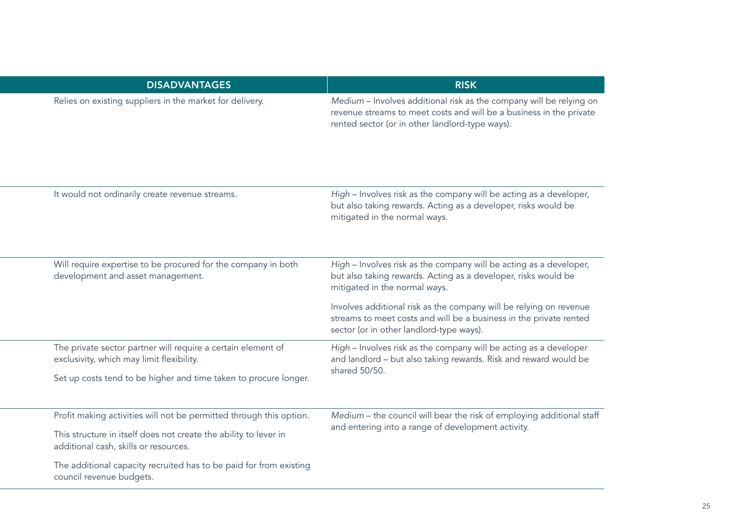| DISADVANTAGES | RISK |
| --- | --- |
| Relies on existing suppliers in the market for delivery. | *Medium* – Involves additional risk as the company will be relying on revenue streams to meet costs and will be a business in the private rented sector (or in other landlord-type ways). |
| It would not ordinarily create revenue streams. | *High* – Involves risk as the company will be acting as a developer, but also taking rewards. Acting as a developer, risks would be mitigated in the normal ways. |
| Will require expertise to be procured for the company in both development and asset management. | *High* – Involves risk as the company will be acting as a developer, but also taking rewards. Acting as a developer, risks would be mitigated in the normal ways.<br><br>Involves additional risk as the company will be relying on revenue streams to meet costs and will be a business in the private rented sector (or in other landlord-type ways). |
| The private sector partner will require a certain element of exclusivity, which may limit flexibility.<br><br>Set up costs tend to be higher and time taken to procure longer. | *High* – Involves risk as the company will be acting as a developer and landlord – but also taking rewards. Risk and reward would be shared 50/50. |
| Profit making activities will not be permitted through this option.<br><br>This structure in itself does not create the ability to lever in additional cash, skills or resources.<br><br>The additional capacity recruited has to be paid for from existing council revenue budgets. | *Medium* – the council will bear the risk of employing additional staff and entering into a range of development activity. |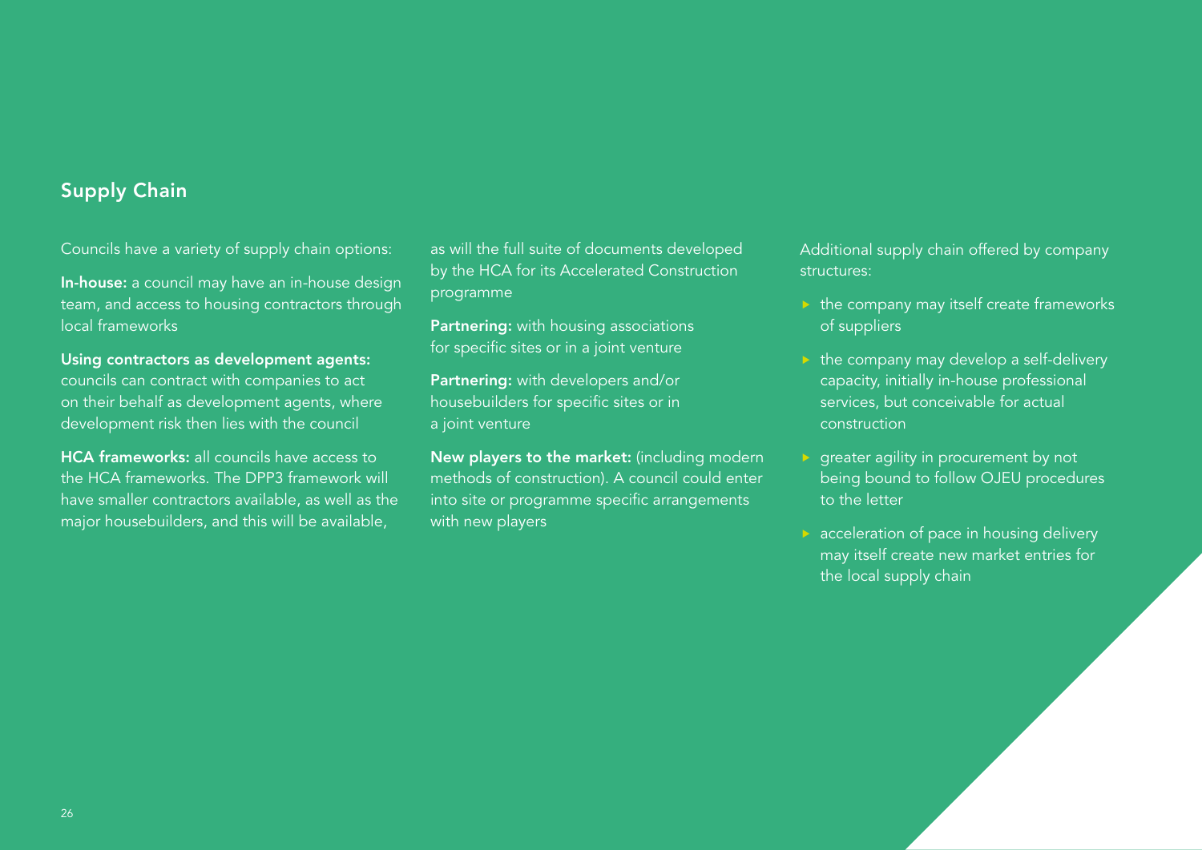## Supply Chain

Councils have a variety of supply chain options:

**In-house:** a council may have an in-house design team, and access to housing contractors through local frameworks

**Using contractors as development agents:** councils can contract with companies to act on their behalf as development agents, where development risk then lies with the council

**HCA frameworks:** all councils have access to the HCA frameworks. The DPP3 framework will have smaller contractors available, as well as the major housebuilders, and this will be available, as will the full suite of documents developed by the HCA for its Accelerated Construction programme

**Partnering:** with housing associations for specific sites or in a joint venture

**Partnering:** with developers and/or housebuilders for specific sites or in a joint venture

**New players to the market:** (including modern methods of construction). A council could enter into site or programme specific arrangements with new players

Additional supply chain offered by company structures:

- the company may itself create frameworks of suppliers
- the company may develop a self-delivery capacity, initially in-house professional services, but conceivable for actual construction
- greater agility in procurement by not being bound to follow OJEU procedures to the letter
- acceleration of pace in housing delivery may itself create new market entries for the local supply chain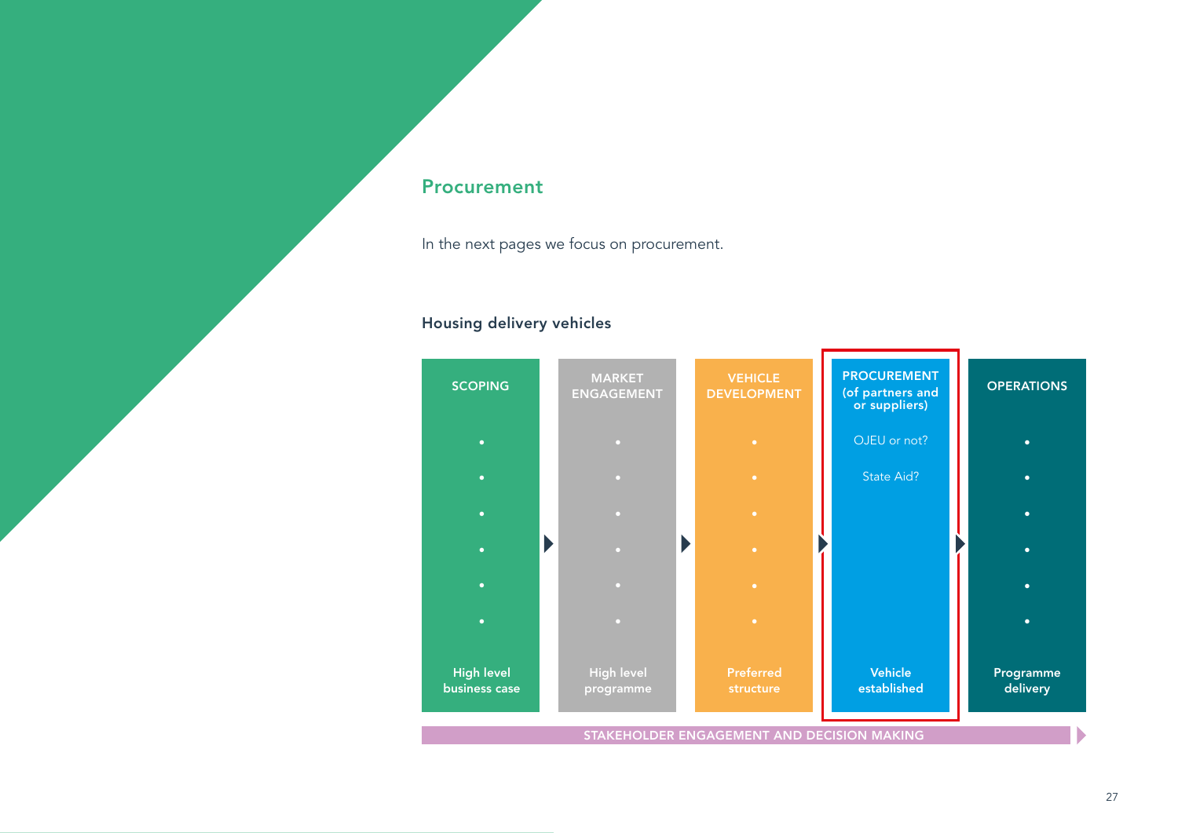## Procurement

In the next pages we focus on procurement.

### Housing delivery vehicles

| SCOPING | MARKET ENGAGEMENT | VEHICLE DEVELOPMENT | PROCUREMENT (of partners and or suppliers) | OPERATIONS |
|---|---|---|---|---|
| • | • | • | OJEU or not? | • |
| • | • | • | State Aid? | • |
| • | • | • | | • |
| • | • | • | | • |
| • | • | • | | • |
| • | • | • | | • |
| High level business case | High level programme | Preferred structure | Vehicle established | Programme delivery |

STAKEHOLDER ENGAGEMENT AND DECISION MAKING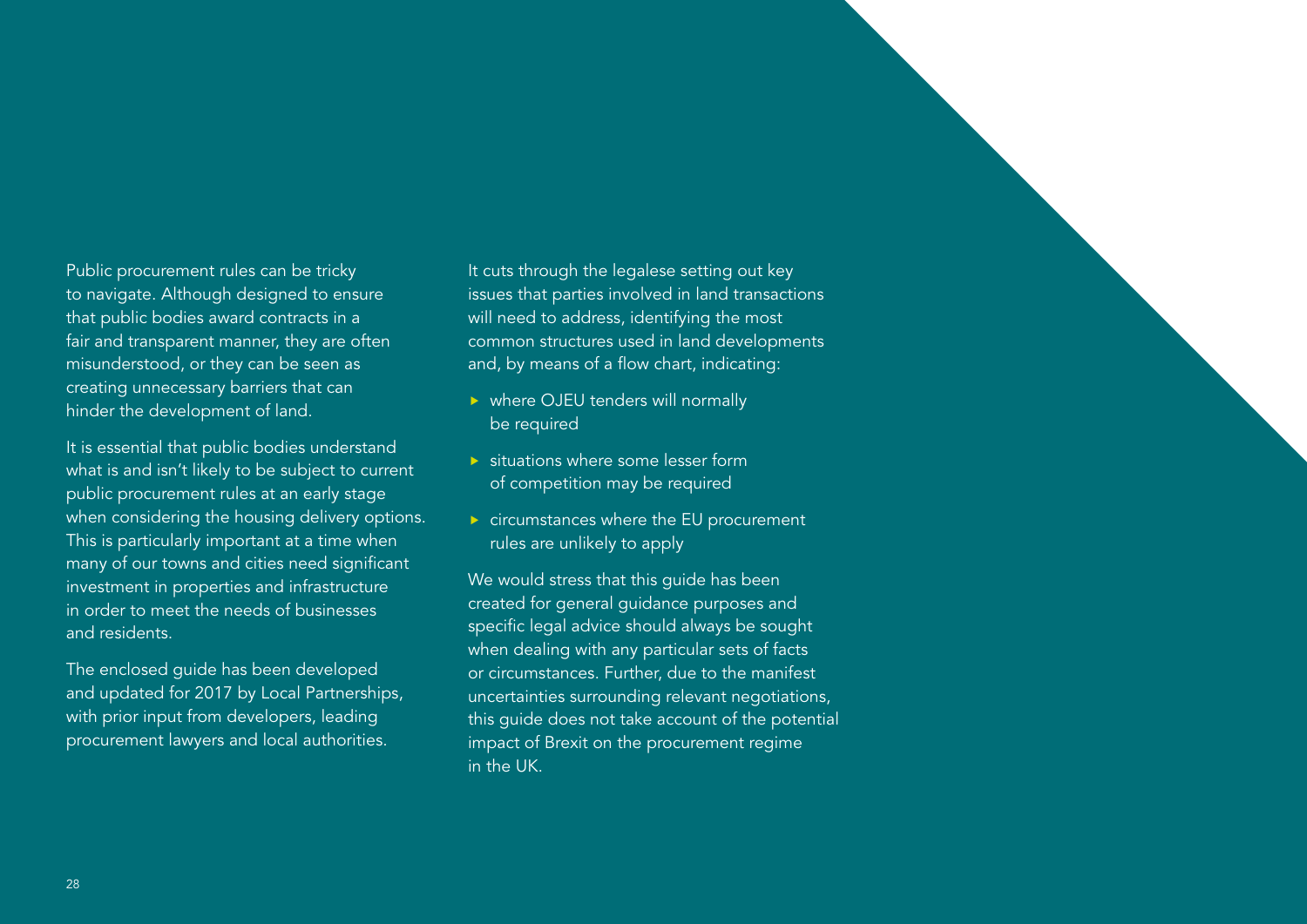Public procurement rules can be tricky to navigate. Although designed to ensure that public bodies award contracts in a fair and transparent manner, they are often misunderstood, or they can be seen as creating unnecessary barriers that can hinder the development of land.

It is essential that public bodies understand what is and isn't likely to be subject to current public procurement rules at an early stage when considering the housing delivery options. This is particularly important at a time when many of our towns and cities need significant investment in properties and infrastructure in order to meet the needs of businesses and residents.

The enclosed guide has been developed and updated for 2017 by Local Partnerships, with prior input from developers, leading procurement lawyers and local authorities.

It cuts through the legalese setting out key issues that parties involved in land transactions will need to address, identifying the most common structures used in land developments and, by means of a flow chart, indicating:

- where OJEU tenders will normally be required
- situations where some lesser form of competition may be required
- circumstances where the EU procurement rules are unlikely to apply

We would stress that this guide has been created for general guidance purposes and specific legal advice should always be sought when dealing with any particular sets of facts or circumstances. Further, due to the manifest uncertainties surrounding relevant negotiations, this guide does not take account of the potential impact of Brexit on the procurement regime in the UK.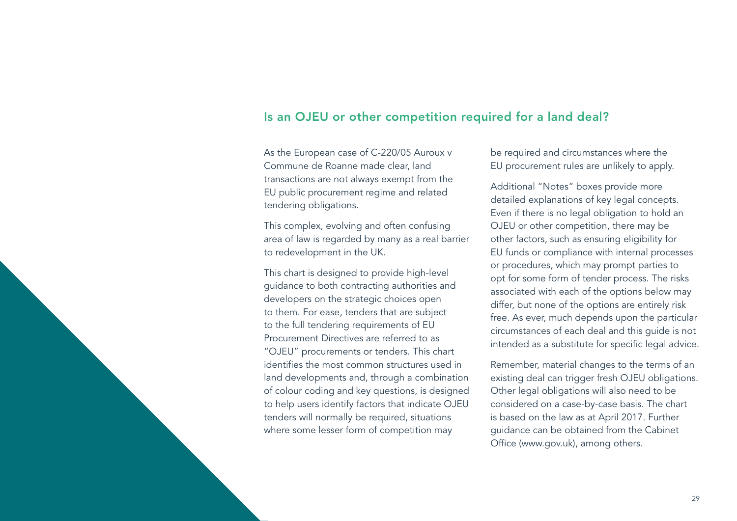## Is an OJEU or other competition required for a land deal?

As the European case of C-220/05 Auroux v Commune de Roanne made clear, land transactions are not always exempt from the EU public procurement regime and related tendering obligations.

This complex, evolving and often confusing area of law is regarded by many as a real barrier to redevelopment in the UK.

This chart is designed to provide high-level guidance to both contracting authorities and developers on the strategic choices open to them. For ease, tenders that are subject to the full tendering requirements of EU Procurement Directives are referred to as "OJEU" procurements or tenders. This chart identifies the most common structures used in land developments and, through a combination of colour coding and key questions, is designed to help users identify factors that indicate OJEU tenders will normally be required, situations where some lesser form of competition may be required and circumstances where the EU procurement rules are unlikely to apply.

Additional "Notes" boxes provide more detailed explanations of key legal concepts. Even if there is no legal obligation to hold an OJEU or other competition, there may be other factors, such as ensuring eligibility for EU funds or compliance with internal processes or procedures, which may prompt parties to opt for some form of tender process. The risks associated with each of the options below may differ, but none of the options are entirely risk free. As ever, much depends upon the particular circumstances of each deal and this guide is not intended as a substitute for specific legal advice.

Remember, material changes to the terms of an existing deal can trigger fresh OJEU obligations. Other legal obligations will also need to be considered on a case-by-case basis. The chart is based on the law as at April 2017. Further guidance can be obtained from the Cabinet Office (www.gov.uk), among others.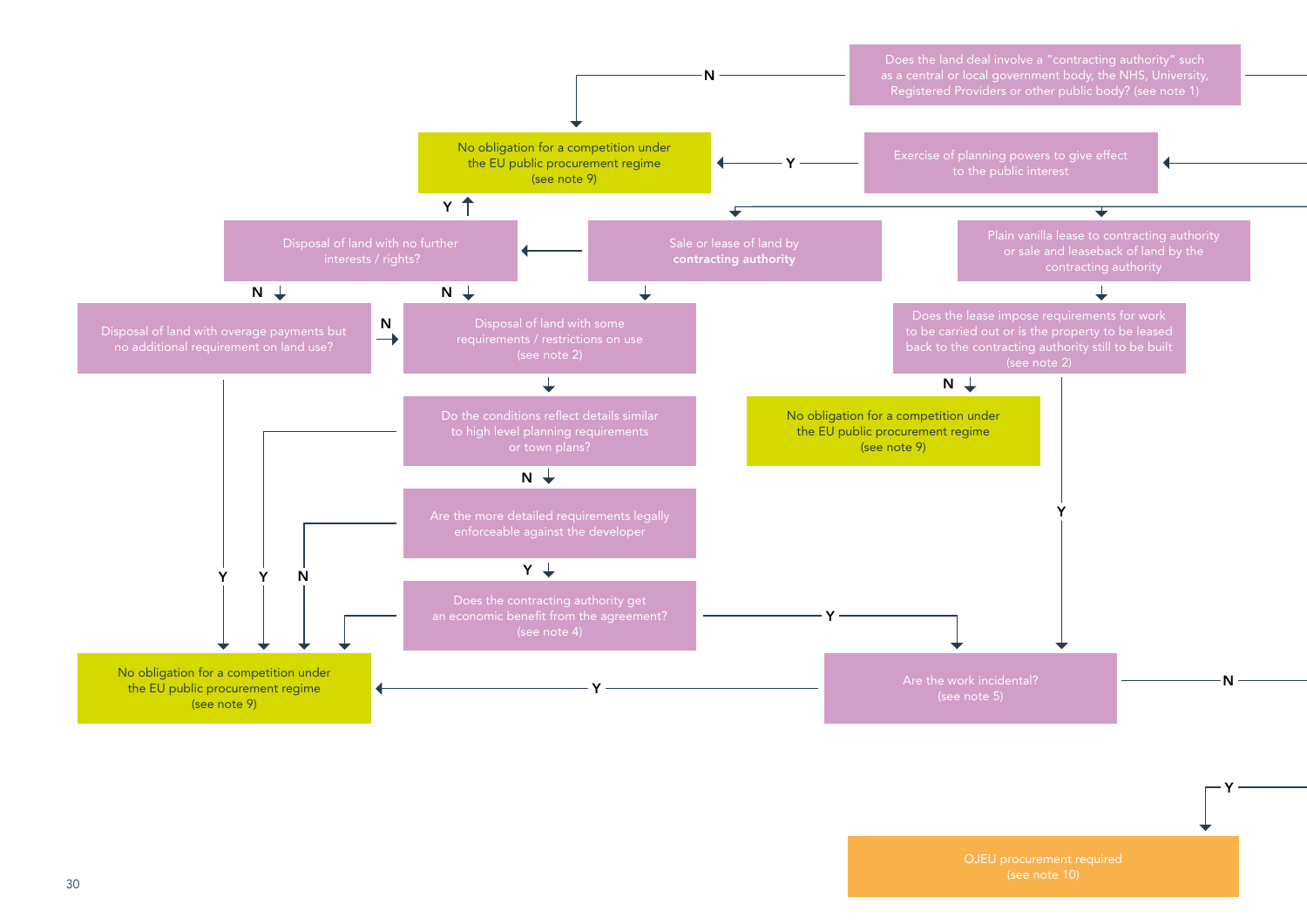Does the land deal involve a "contracting authority" such as a central or local government body, the NHS, University, Registered Providers or other public body? (see note 1)

N → No obligation for a competition under the EU public procurement regime (see note 9)

Exercise of planning powers to give effect to the public interest

Y → No obligation for a competition under the EU public procurement regime (see note 9)

Sale or lease of land by **contracting authority**

Disposal of land with no further interests / rights?

Y → No obligation for a competition under the EU public procurement regime (see note 9)

N → Disposal of land with overage payments but no additional requirement on land use?

N → Disposal of land with some requirements / restrictions on use (see note 2)

Y → No obligation for a competition under the EU public procurement regime (see note 9)

Disposal of land with some requirements / restrictions on use (see note 2)

Do the conditions reflect details similar to high level planning requirements or town plans?

Y → No obligation for a competition under the EU public procurement regime (see note 9)

N → Are the more detailed requirements legally enforceable against the developer

N → No obligation for a competition under the EU public procurement regime (see note 9)

Y → Does the contracting authority get an economic benefit from the agreement? (see note 4)

N → No obligation for a competition under the EU public procurement regime (see note 9)

Y → Are the work incidental? (see note 5)

Plain vanilla lease to contracting authority or sale and leaseback of land by the contracting authority

Does the lease impose requirements for work to be carried out or is the property to be leased back to the contracting authority still to be built (see note 2)

N → No obligation for a competition under the EU public procurement regime (see note 9)

Y → Are the work incidental? (see note 5)

Are the work incidental? (see note 5)

Y → No obligation for a competition under the EU public procurement regime (see note 9)

N →

Y → OJEU procurement required (see note 10)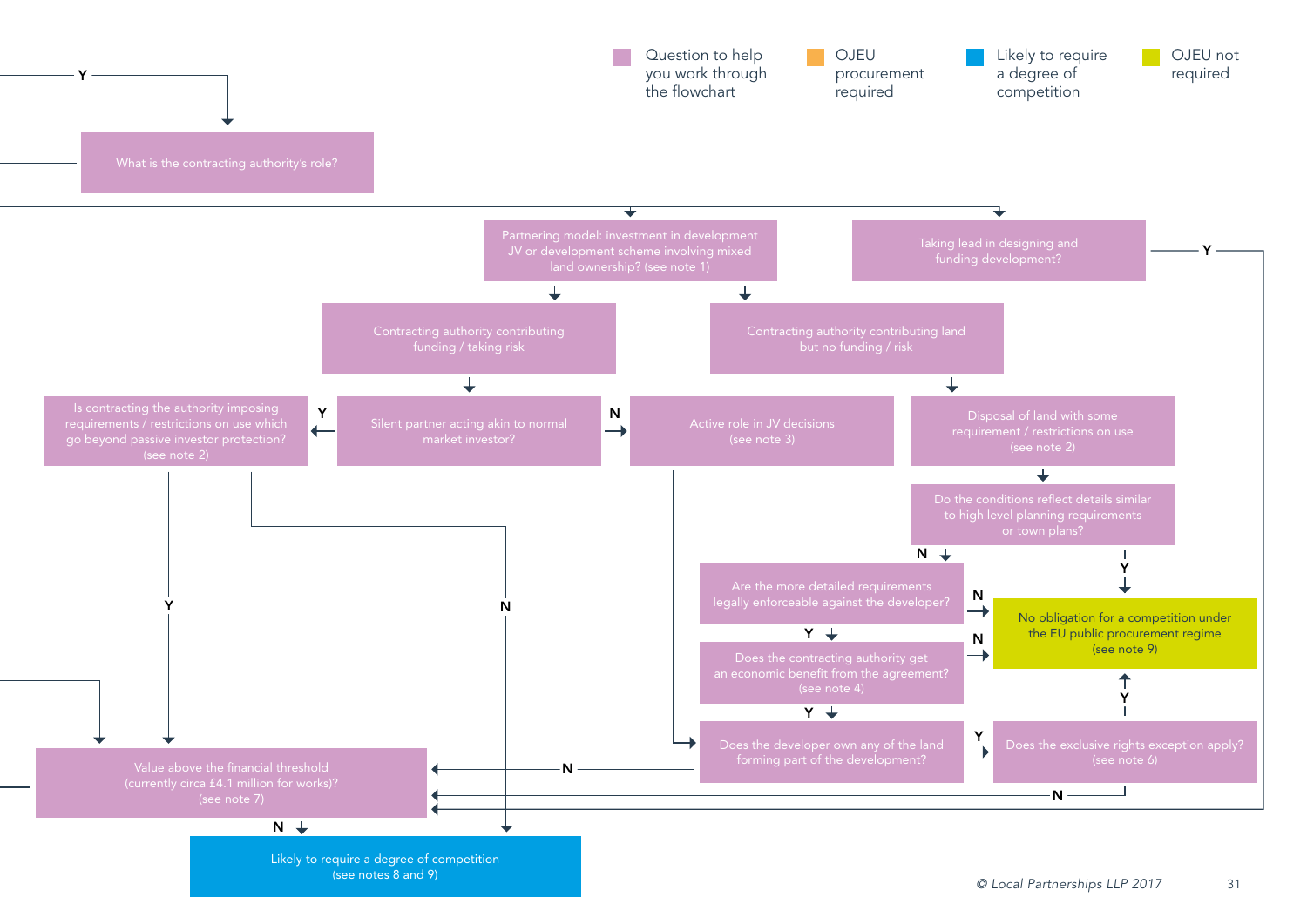Question to help you work through the flowchart

OJEU procurement required

Likely to require a degree of competition

OJEU not required

What is the contracting authority's role?

Partnering model: investment in development JV or development scheme involving mixed land ownership? (see note 1)

Taking lead in designing and funding development?

Contracting authority contributing funding / taking risk

Contracting authority contributing land but no funding / risk

Is contracting the authority imposing requirements / restrictions on use which go beyond passive investor protection? (see note 2)

Silent partner acting akin to normal market investor?

Active role in JV decisions (see note 3)

Disposal of land with some requirement / restrictions on use (see note 2)

Do the conditions reflect details similar to high level planning requirements or town plans?

Are the more detailed requirements legally enforceable against the developer?

No obligation for a competition under the EU public procurement regime (see note 9)

Does the contracting authority get an economic benefit from the agreement? (see note 4)

Does the developer own any of the land forming part of the development?

Does the exclusive rights exception apply? (see note 6)

Value above the financial threshold (currently circa £4.1 million for works)? (see note 7)

Likely to require a degree of competition (see notes 8 and 9)

© Local Partnerships LLP 2017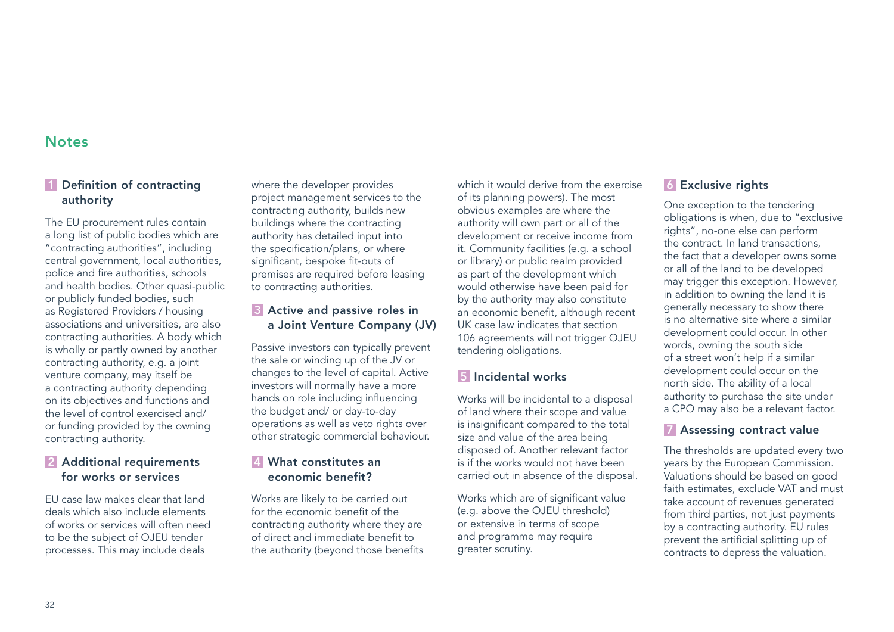## Notes

### 1 Definition of contracting authority

The EU procurement rules contain a long list of public bodies which are "contracting authorities", including central government, local authorities, police and fire authorities, schools and health bodies. Other quasi-public or publicly funded bodies, such as Registered Providers / housing associations and universities, are also contracting authorities. A body which is wholly or partly owned by another contracting authority, e.g. a joint venture company, may itself be a contracting authority depending on its objectives and functions and the level of control exercised and/ or funding provided by the owning contracting authority.

### 2 Additional requirements for works or services

EU case law makes clear that land deals which also include elements of works or services will often need to be the subject of OJEU tender processes. This may include deals where the developer provides project management services to the contracting authority, builds new buildings where the contracting authority has detailed input into the specification/plans, or where significant, bespoke fit-outs of premises are required before leasing to contracting authorities.

### 3 Active and passive roles in a Joint Venture Company (JV)

Passive investors can typically prevent the sale or winding up of the JV or changes to the level of capital. Active investors will normally have a more hands on role including influencing the budget and/ or day-to-day operations as well as veto rights over other strategic commercial behaviour.

### 4 What constitutes an economic benefit?

Works are likely to be carried out for the economic benefit of the contracting authority where they are of direct and immediate benefit to the authority (beyond those benefits which it would derive from the exercise of its planning powers). The most obvious examples are where the authority will own part or all of the development or receive income from it. Community facilities (e.g. a school or library) or public realm provided as part of the development which would otherwise have been paid for by the authority may also constitute an economic benefit, although recent UK case law indicates that section 106 agreements will not trigger OJEU tendering obligations.

### 5 Incidental works

Works will be incidental to a disposal of land where their scope and value is insignificant compared to the total size and value of the area being disposed of. Another relevant factor is if the works would not have been carried out in absence of the disposal.

Works which are of significant value (e.g. above the OJEU threshold) or extensive in terms of scope and programme may require greater scrutiny.

### 6 Exclusive rights

One exception to the tendering obligations is when, due to "exclusive rights", no-one else can perform the contract. In land transactions, the fact that a developer owns some or all of the land to be developed may trigger this exception. However, in addition to owning the land it is generally necessary to show there is no alternative site where a similar development could occur. In other words, owning the south side of a street won't help if a similar development could occur on the north side. The ability of a local authority to purchase the site under a CPO may also be a relevant factor.

### 7 Assessing contract value

The thresholds are updated every two years by the European Commission. Valuations should be based on good faith estimates, exclude VAT and must take account of revenues generated from third parties, not just payments by a contracting authority. EU rules prevent the artificial splitting up of contracts to depress the valuation.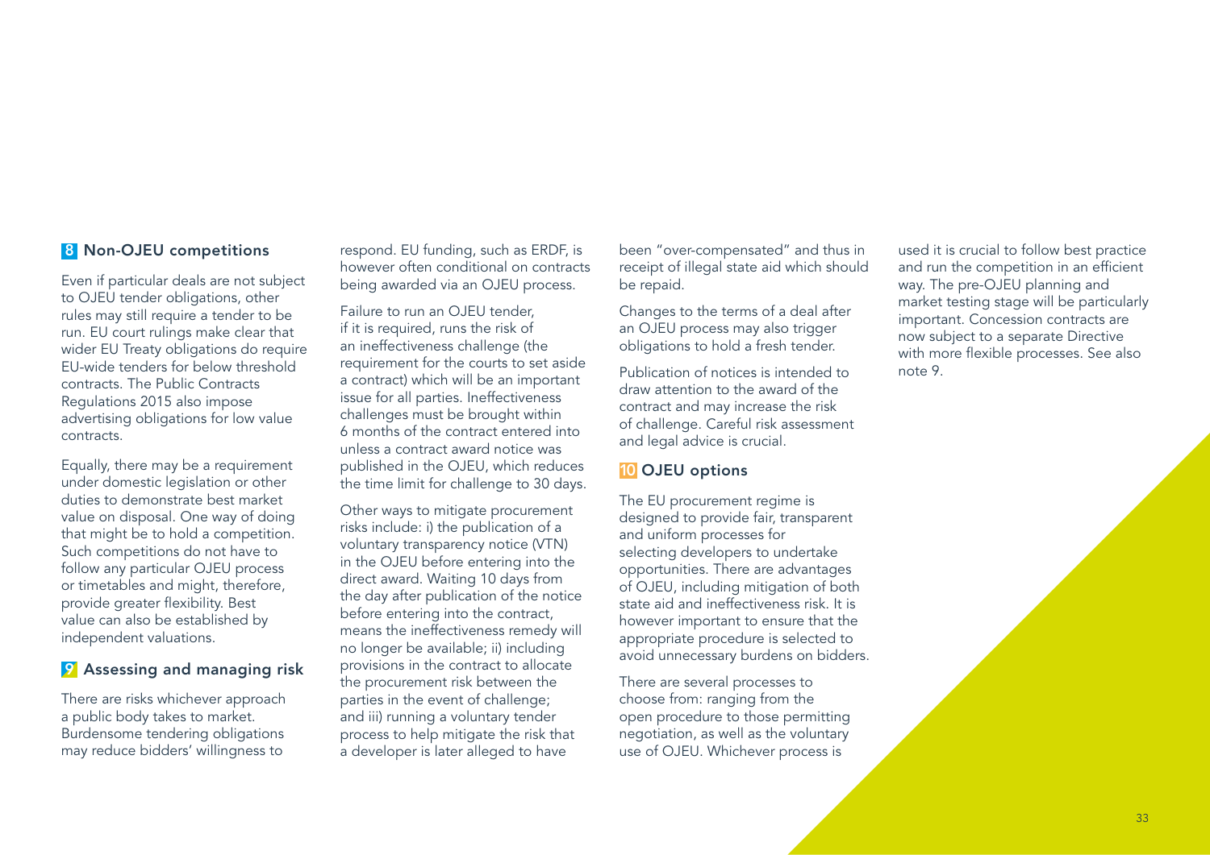## 8 Non-OJEU competitions

Even if particular deals are not subject to OJEU tender obligations, other rules may still require a tender to be run. EU court rulings make clear that wider EU Treaty obligations do require EU-wide tenders for below threshold contracts. The Public Contracts Regulations 2015 also impose advertising obligations for low value contracts.

Equally, there may be a requirement under domestic legislation or other duties to demonstrate best market value on disposal. One way of doing that might be to hold a competition. Such competitions do not have to follow any particular OJEU process or timetables and might, therefore, provide greater flexibility. Best value can also be established by independent valuations.

## 9 Assessing and managing risk

There are risks whichever approach a public body takes to market. Burdensome tendering obligations may reduce bidders' willingness to respond. EU funding, such as ERDF, is however often conditional on contracts being awarded via an OJEU process.

Failure to run an OJEU tender, if it is required, runs the risk of an ineffectiveness challenge (the requirement for the courts to set aside a contract) which will be an important issue for all parties. Ineffectiveness challenges must be brought within 6 months of the contract entered into unless a contract award notice was published in the OJEU, which reduces the time limit for challenge to 30 days.

Other ways to mitigate procurement risks include: i) the publication of a voluntary transparency notice (VTN) in the OJEU before entering into the direct award. Waiting 10 days from the day after publication of the notice before entering into the contract, means the ineffectiveness remedy will no longer be available; ii) including provisions in the contract to allocate the procurement risk between the parties in the event of challenge; and iii) running a voluntary tender process to help mitigate the risk that a developer is later alleged to have been "over-compensated" and thus in receipt of illegal state aid which should be repaid.

Changes to the terms of a deal after an OJEU process may also trigger obligations to hold a fresh tender.

Publication of notices is intended to draw attention to the award of the contract and may increase the risk of challenge. Careful risk assessment and legal advice is crucial.

## 10 OJEU options

The EU procurement regime is designed to provide fair, transparent and uniform processes for selecting developers to undertake opportunities. There are advantages of OJEU, including mitigation of both state aid and ineffectiveness risk. It is however important to ensure that the appropriate procedure is selected to avoid unnecessary burdens on bidders.

There are several processes to choose from: ranging from the open procedure to those permitting negotiation, as well as the voluntary use of OJEU. Whichever process is used it is crucial to follow best practice and run the competition in an efficient way. The pre-OJEU planning and market testing stage will be particularly important. Concession contracts are now subject to a separate Directive with more flexible processes. See also note 9.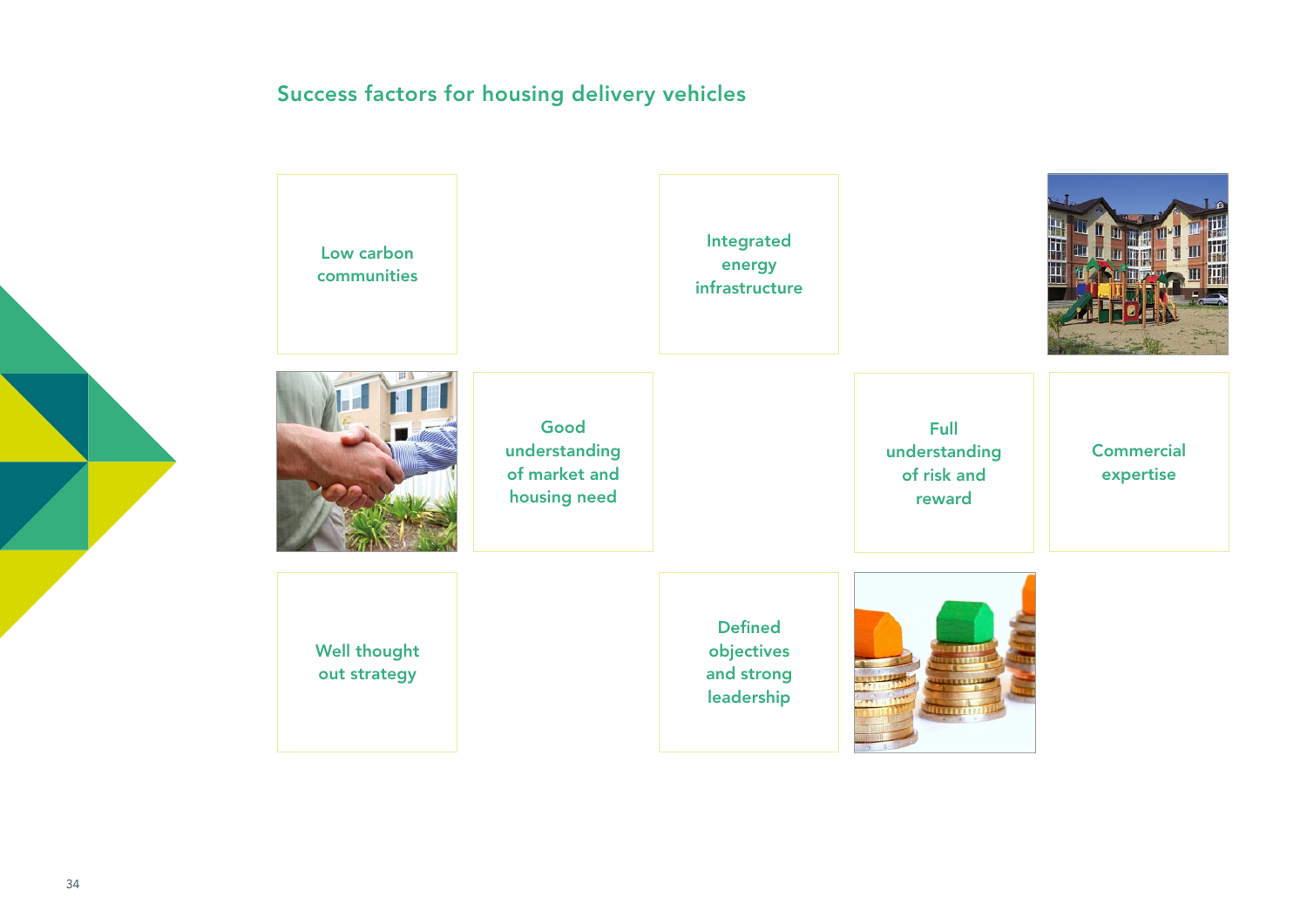## Success factors for housing delivery vehicles

- Low carbon communities
- Integrated energy infrastructure
- Good understanding of market and housing need
- Full understanding of risk and reward
- Commercial expertise
- Well thought out strategy
- Defined objectives and strong leadership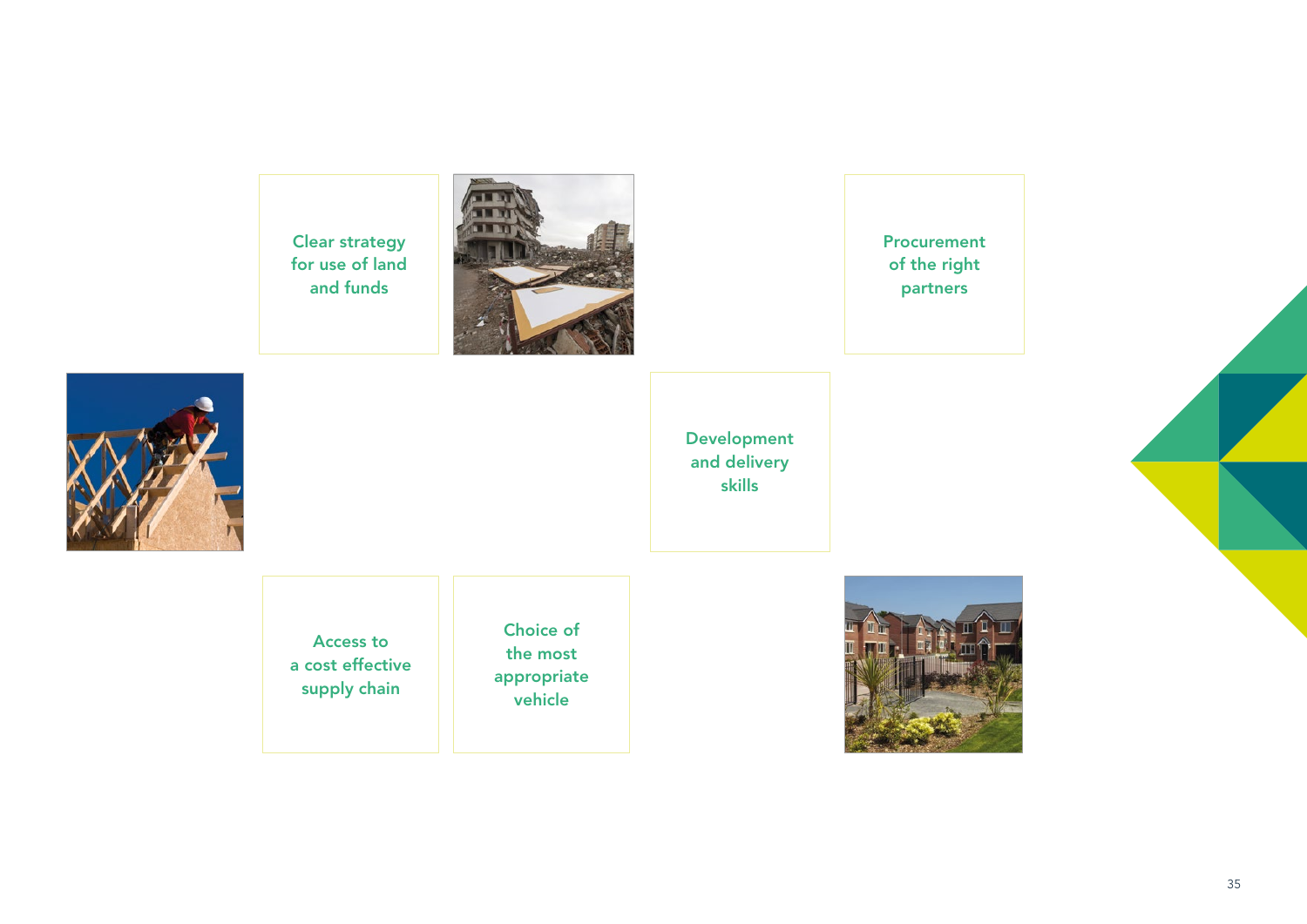Clear strategy for use of land and funds

Procurement of the right partners

Development and delivery skills

Access to a cost effective supply chain

Choice of the most appropriate vehicle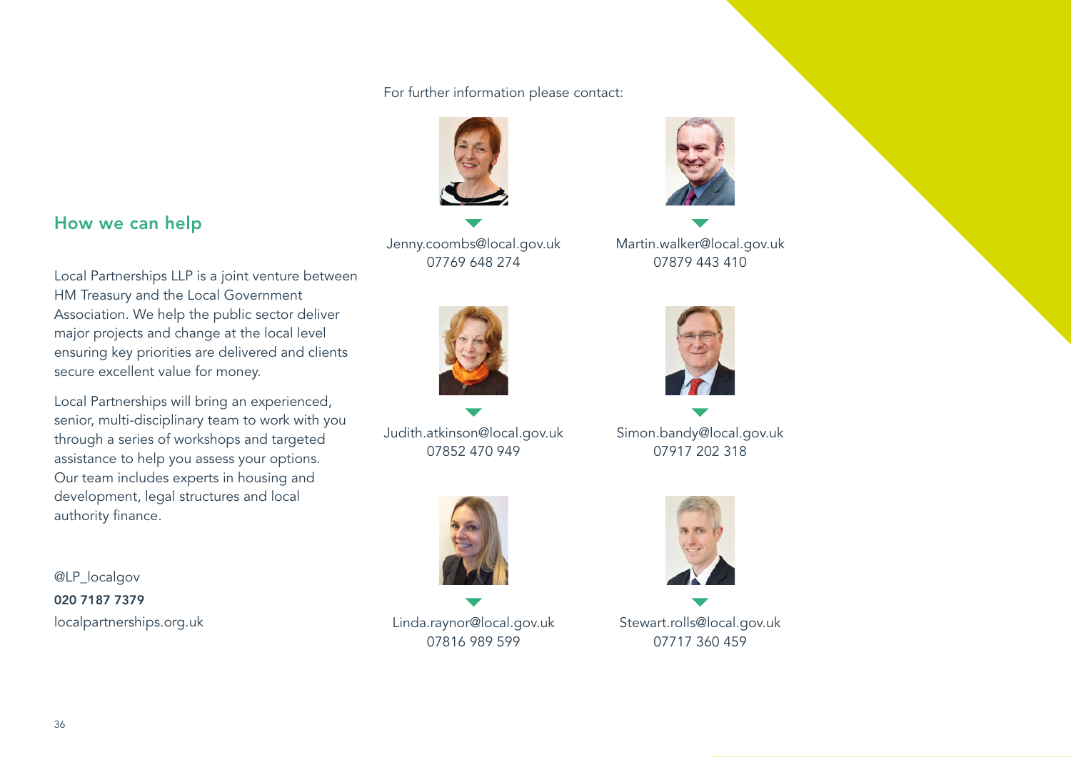## How we can help

Local Partnerships LLP is a joint venture between HM Treasury and the Local Government Association. We help the public sector deliver major projects and change at the local level ensuring key priorities are delivered and clients secure excellent value for money.

Local Partnerships will bring an experienced, senior, multi-disciplinary team to work with you through a series of workshops and targeted assistance to help you assess your options. Our team includes experts in housing and development, legal structures and local authority finance.

@LP_localgov
**020 7187 7379**
localpartnerships.org.uk

For further information please contact:

Jenny.coombs@local.gov.uk
07769 648 274

Martin.walker@local.gov.uk
07879 443 410

Judith.atkinson@local.gov.uk
07852 470 949

Simon.bandy@local.gov.uk
07917 202 318

Linda.raynor@local.gov.uk
07816 989 599

Stewart.rolls@local.gov.uk
07717 360 459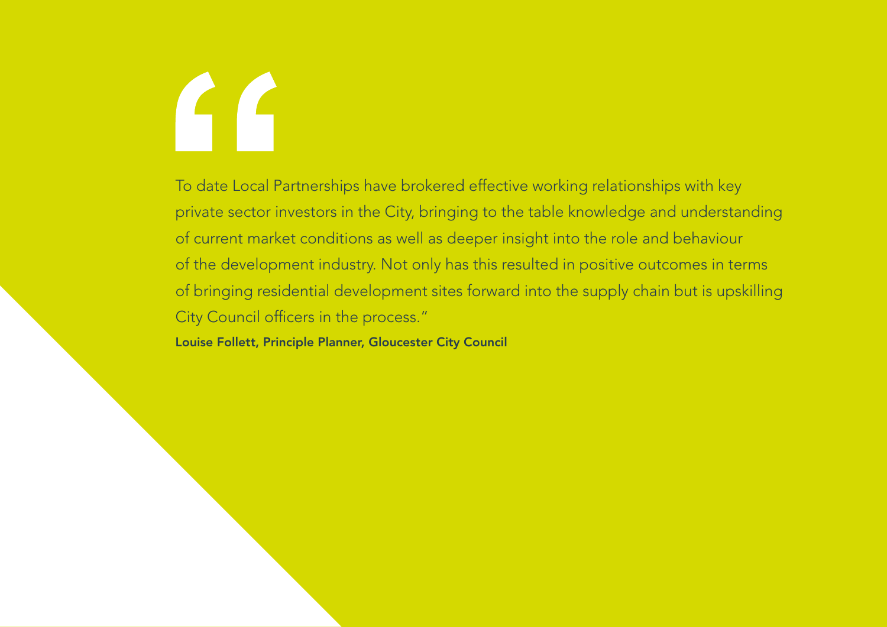"

To date Local Partnerships have brokered effective working relationships with key private sector investors in the City, bringing to the table knowledge and understanding of current market conditions as well as deeper insight into the role and behaviour of the development industry. Not only has this resulted in positive outcomes in terms of bringing residential development sites forward into the supply chain but is upskilling City Council officers in the process."

**Louise Follett, Principle Planner, Gloucester City Council**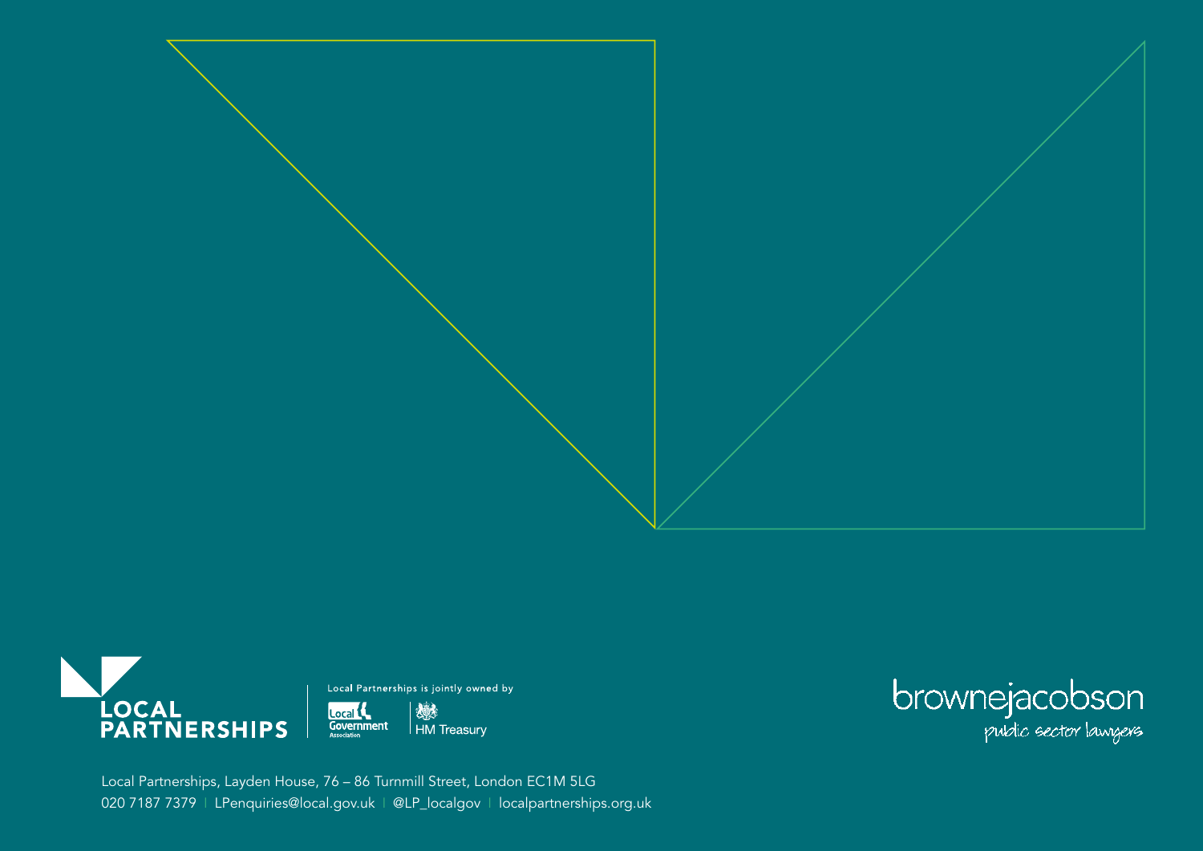LOCAL PARTNERSHIPS

Local Partnerships is jointly owned by

Local Government Association

HM Treasury

brownejacobson

public sector lawyers

Local Partnerships, Layden House, 76 – 86 Turnmill Street, London EC1M 5LG

020 7187 7379 | LPenquiries@local.gov.uk | @LP_localgov | localpartnerships.org.uk